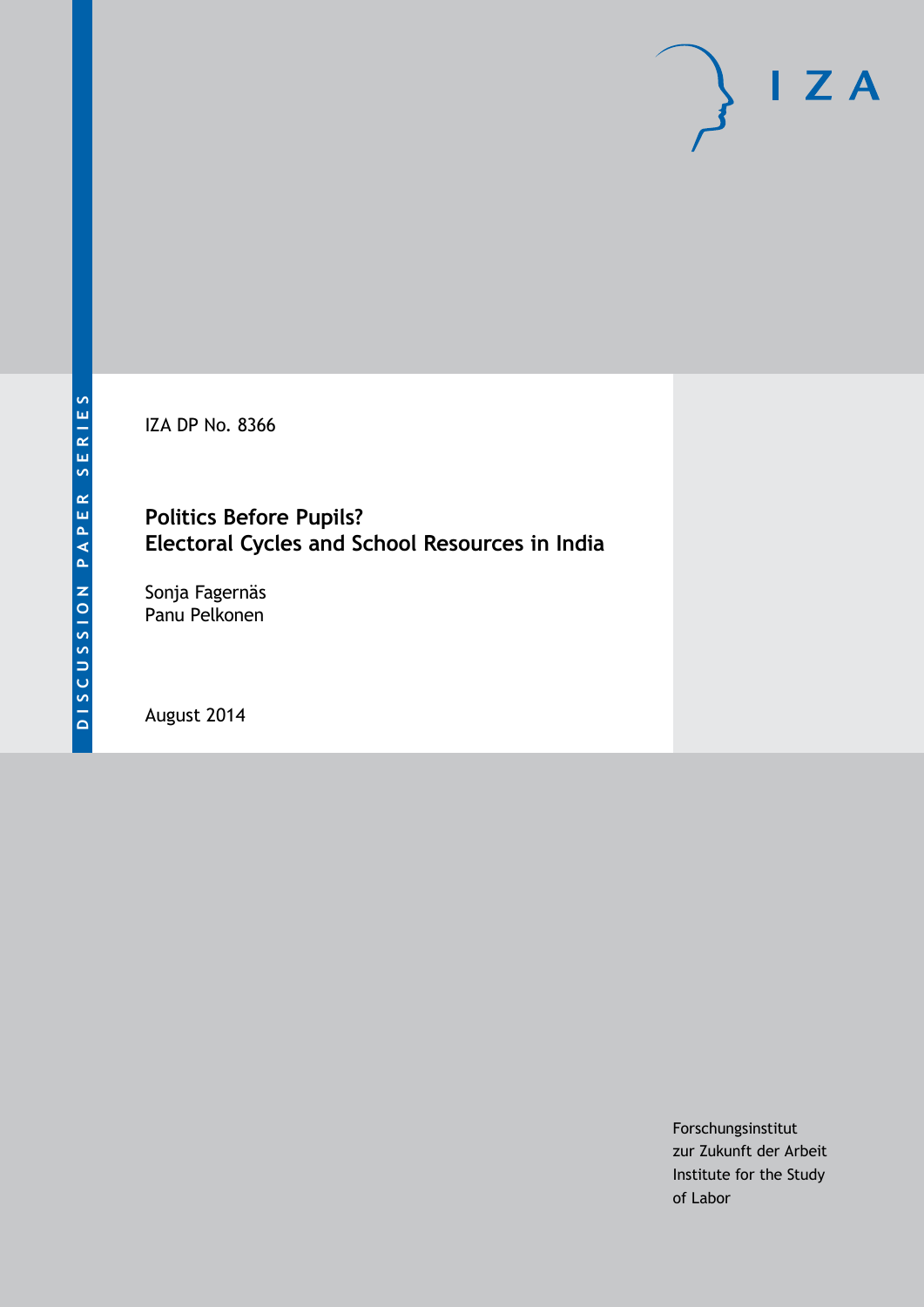DISCUSSION PAPER SERIES

IZA DP No. 8366

# Politics Before Pupils?
# Electoral Cycles and School Resources in India

Sonja Fagernäs
Panu Pelkonen

August 2014

Forschungsinstitut
zur Zukunft der Arbeit
Institute for the Study
of Labor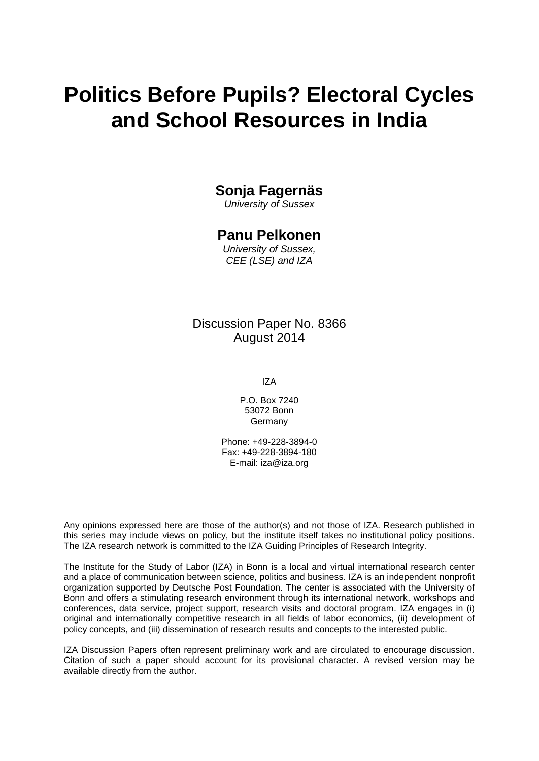# Politics Before Pupils? Electoral Cycles and School Resources in India

**Sonja Fagernäs**

*University of Sussex*

**Panu Pelkonen**

*University of Sussex,*
*CEE (LSE) and IZA*

Discussion Paper No. 8366
August 2014

IZA

P.O. Box 7240
53072 Bonn
Germany

Phone: +49-228-3894-0
Fax: +49-228-3894-180
E-mail: iza@iza.org

Any opinions expressed here are those of the author(s) and not those of IZA. Research published in this series may include views on policy, but the institute itself takes no institutional policy positions. The IZA research network is committed to the IZA Guiding Principles of Research Integrity.

The Institute for the Study of Labor (IZA) in Bonn is a local and virtual international research center and a place of communication between science, politics and business. IZA is an independent nonprofit organization supported by Deutsche Post Foundation. The center is associated with the University of Bonn and offers a stimulating research environment through its international network, workshops and conferences, data service, project support, research visits and doctoral program. IZA engages in (i) original and internationally competitive research in all fields of labor economics, (ii) development of policy concepts, and (iii) dissemination of research results and concepts to the interested public.

IZA Discussion Papers often represent preliminary work and are circulated to encourage discussion. Citation of such a paper should account for its provisional character. A revised version may be available directly from the author.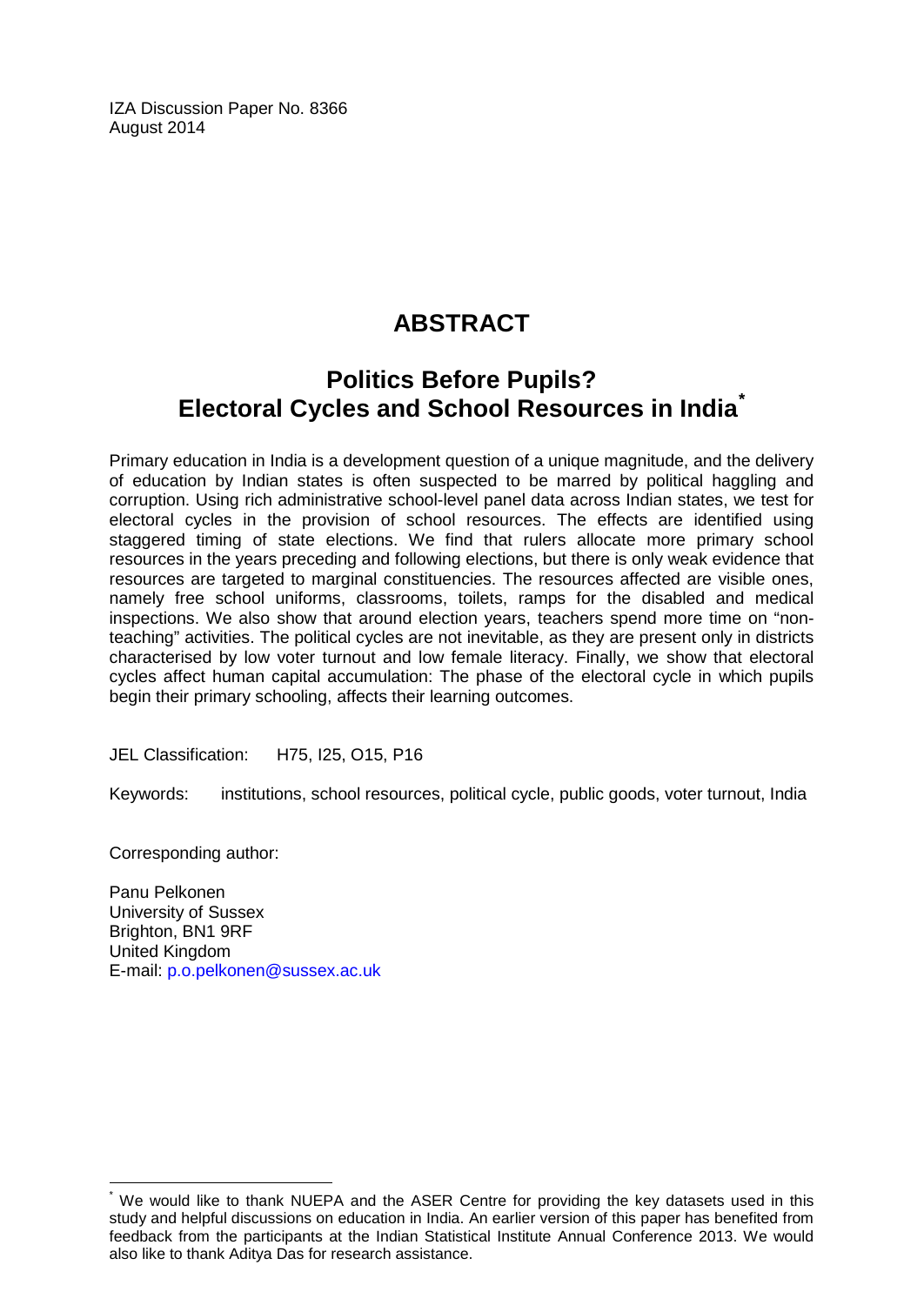IZA Discussion Paper No. 8366
August 2014

# ABSTRACT

## Politics Before Pupils? Electoral Cycles and School Resources in India[*]

Primary education in India is a development question of a unique magnitude, and the delivery of education by Indian states is often suspected to be marred by political haggling and corruption. Using rich administrative school-level panel data across Indian states, we test for electoral cycles in the provision of school resources. The effects are identified using staggered timing of state elections. We find that rulers allocate more primary school resources in the years preceding and following elections, but there is only weak evidence that resources are targeted to marginal constituencies. The resources affected are visible ones, namely free school uniforms, classrooms, toilets, ramps for the disabled and medical inspections. We also show that around election years, teachers spend more time on "non-teaching" activities. The political cycles are not inevitable, as they are present only in districts characterised by low voter turnout and low female literacy. Finally, we show that electoral cycles affect human capital accumulation: The phase of the electoral cycle in which pupils begin their primary schooling, affects their learning outcomes.

JEL Classification: H75, I25, O15, P16

Keywords: institutions, school resources, political cycle, public goods, voter turnout, India

Corresponding author:

Panu Pelkonen
University of Sussex
Brighton, BN1 9RF
United Kingdom
E-mail: p.o.pelkonen@sussex.ac.uk

[*] We would like to thank NUEPA and the ASER Centre for providing the key datasets used in this study and helpful discussions on education in India. An earlier version of this paper has benefited from feedback from the participants at the Indian Statistical Institute Annual Conference 2013. We would also like to thank Aditya Das for research assistance.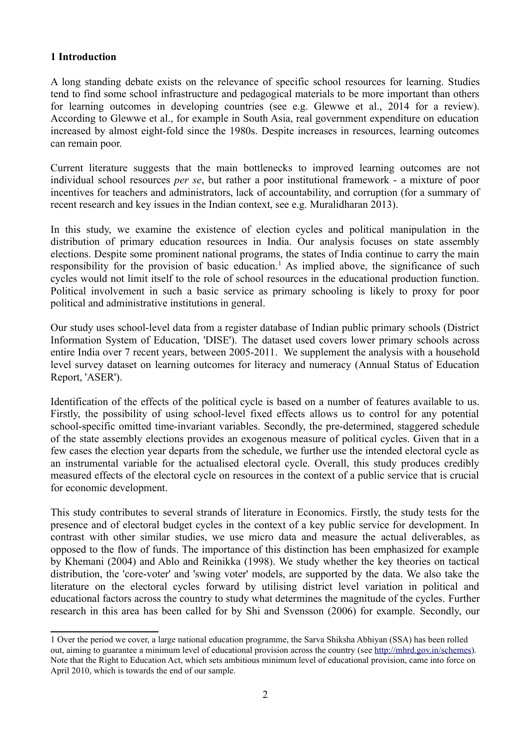## 1 Introduction

A long standing debate exists on the relevance of specific school resources for learning. Studies tend to find some school infrastructure and pedagogical materials to be more important than others for learning outcomes in developing countries (see e.g. Glewwe et al., 2014 for a review). According to Glewwe et al., for example in South Asia, real government expenditure on education increased by almost eight-fold since the 1980s. Despite increases in resources, learning outcomes can remain poor.

Current literature suggests that the main bottlenecks to improved learning outcomes are not individual school resources *per se*, but rather a poor institutional framework - a mixture of poor incentives for teachers and administrators, lack of accountability, and corruption (for a summary of recent research and key issues in the Indian context, see e.g. Muralidharan 2013).

In this study, we examine the existence of election cycles and political manipulation in the distribution of primary education resources in India. Our analysis focuses on state assembly elections. Despite some prominent national programs, the states of India continue to carry the main responsibility for the provision of basic education.[1] As implied above, the significance of such cycles would not limit itself to the role of school resources in the educational production function. Political involvement in such a basic service as primary schooling is likely to proxy for poor political and administrative institutions in general.

Our study uses school-level data from a register database of Indian public primary schools (District Information System of Education, 'DISE'). The dataset used covers lower primary schools across entire India over 7 recent years, between 2005-2011. We supplement the analysis with a household level survey dataset on learning outcomes for literacy and numeracy (Annual Status of Education Report, 'ASER').

Identification of the effects of the political cycle is based on a number of features available to us. Firstly, the possibility of using school-level fixed effects allows us to control for any potential school-specific omitted time-invariant variables. Secondly, the pre-determined, staggered schedule of the state assembly elections provides an exogenous measure of political cycles. Given that in a few cases the election year departs from the schedule, we further use the intended electoral cycle as an instrumental variable for the actualised electoral cycle. Overall, this study produces credibly measured effects of the electoral cycle on resources in the context of a public service that is crucial for economic development.

This study contributes to several strands of literature in Economics. Firstly, the study tests for the presence and of electoral budget cycles in the context of a key public service for development. In contrast with other similar studies, we use micro data and measure the actual deliverables, as opposed to the flow of funds. The importance of this distinction has been emphasized for example by Khemani (2004) and Ablo and Reinikka (1998). We study whether the key theories on tactical distribution, the 'core-voter' and 'swing voter' models, are supported by the data. We also take the literature on the electoral cycles forward by utilising district level variation in political and educational factors across the country to study what determines the magnitude of the cycles. Further research in this area has been called for by Shi and Svensson (2006) for example. Secondly, our

---

1 Over the period we cover, a large national education programme, the Sarva Shiksha Abhiyan (SSA) has been rolled out, aiming to guarantee a minimum level of educational provision across the country (see http://mhrd.gov.in/schemes). Note that the Right to Education Act, which sets ambitious minimum level of educational provision, came into force on April 2010, which is towards the end of our sample.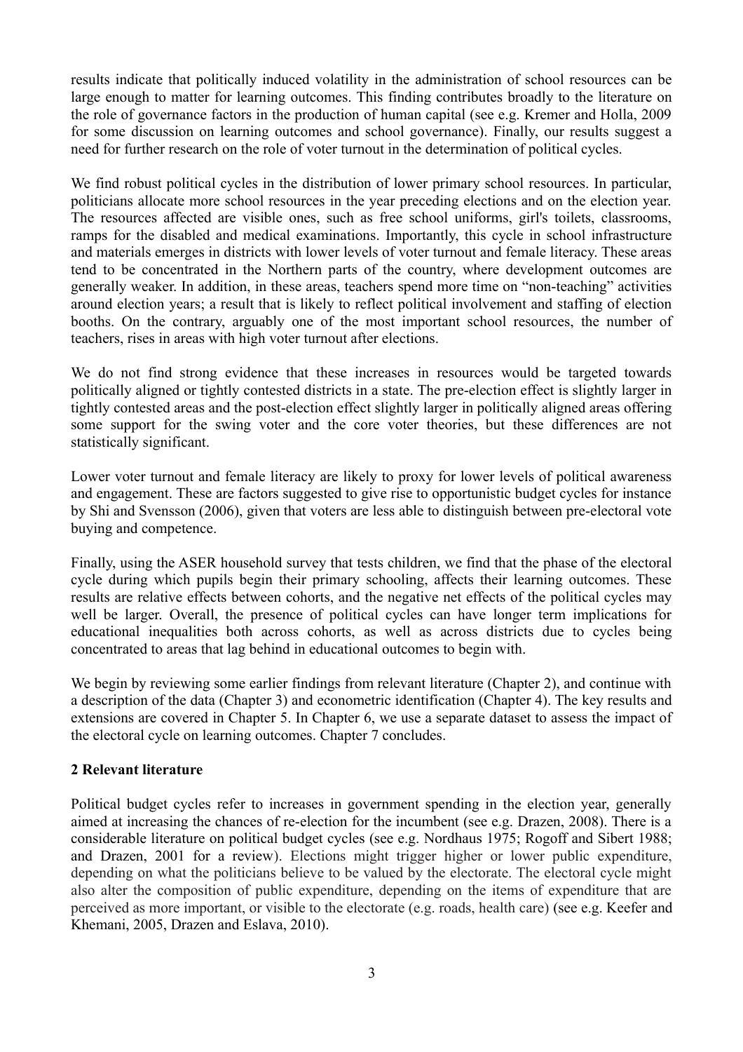results indicate that politically induced volatility in the administration of school resources can be large enough to matter for learning outcomes. This finding contributes broadly to the literature on the role of governance factors in the production of human capital (see e.g. Kremer and Holla, 2009 for some discussion on learning outcomes and school governance). Finally, our results suggest a need for further research on the role of voter turnout in the determination of political cycles.

We find robust political cycles in the distribution of lower primary school resources. In particular, politicians allocate more school resources in the year preceding elections and on the election year. The resources affected are visible ones, such as free school uniforms, girl's toilets, classrooms, ramps for the disabled and medical examinations. Importantly, this cycle in school infrastructure and materials emerges in districts with lower levels of voter turnout and female literacy. These areas tend to be concentrated in the Northern parts of the country, where development outcomes are generally weaker. In addition, in these areas, teachers spend more time on "non-teaching" activities around election years; a result that is likely to reflect political involvement and staffing of election booths. On the contrary, arguably one of the most important school resources, the number of teachers, rises in areas with high voter turnout after elections.

We do not find strong evidence that these increases in resources would be targeted towards politically aligned or tightly contested districts in a state. The pre-election effect is slightly larger in tightly contested areas and the post-election effect slightly larger in politically aligned areas offering some support for the swing voter and the core voter theories, but these differences are not statistically significant.

Lower voter turnout and female literacy are likely to proxy for lower levels of political awareness and engagement. These are factors suggested to give rise to opportunistic budget cycles for instance by Shi and Svensson (2006), given that voters are less able to distinguish between pre-electoral vote buying and competence.

Finally, using the ASER household survey that tests children, we find that the phase of the electoral cycle during which pupils begin their primary schooling, affects their learning outcomes. These results are relative effects between cohorts, and the negative net effects of the political cycles may well be larger. Overall, the presence of political cycles can have longer term implications for educational inequalities both across cohorts, as well as across districts due to cycles being concentrated to areas that lag behind in educational outcomes to begin with.

We begin by reviewing some earlier findings from relevant literature (Chapter 2), and continue with a description of the data (Chapter 3) and econometric identification (Chapter 4). The key results and extensions are covered in Chapter 5. In Chapter 6, we use a separate dataset to assess the impact of the electoral cycle on learning outcomes. Chapter 7 concludes.

## 2 Relevant literature

Political budget cycles refer to increases in government spending in the election year, generally aimed at increasing the chances of re-election for the incumbent (see e.g. Drazen, 2008). There is a considerable literature on political budget cycles (see e.g. Nordhaus 1975; Rogoff and Sibert 1988; and Drazen, 2001 for a review). Elections might trigger higher or lower public expenditure, depending on what the politicians believe to be valued by the electorate. The electoral cycle might also alter the composition of public expenditure, depending on the items of expenditure that are perceived as more important, or visible to the electorate (e.g. roads, health care) (see e.g. Keefer and Khemani, 2005, Drazen and Eslava, 2010).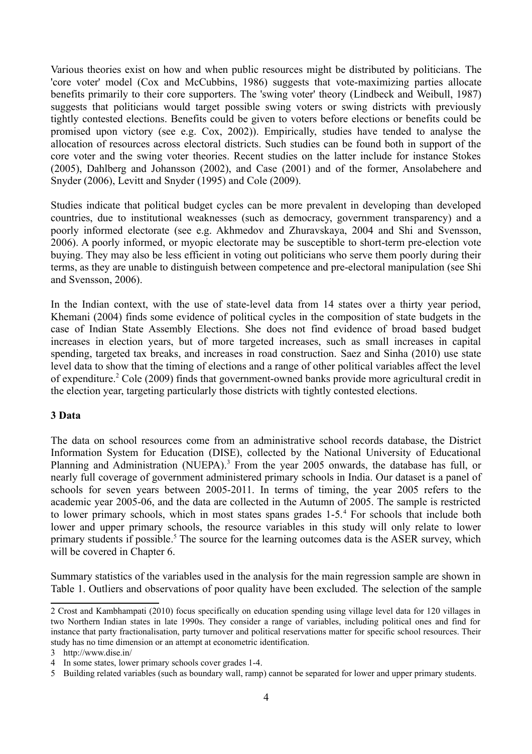Various theories exist on how and when public resources might be distributed by politicians. The 'core voter' model (Cox and McCubbins, 1986) suggests that vote-maximizing parties allocate benefits primarily to their core supporters. The 'swing voter' theory (Lindbeck and Weibull, 1987) suggests that politicians would target possible swing voters or swing districts with previously tightly contested elections. Benefits could be given to voters before elections or benefits could be promised upon victory (see e.g. Cox, 2002)). Empirically, studies have tended to analyse the allocation of resources across electoral districts. Such studies can be found both in support of the core voter and the swing voter theories. Recent studies on the latter include for instance Stokes (2005), Dahlberg and Johansson (2002), and Case (2001) and of the former, Ansolabehere and Snyder (2006), Levitt and Snyder (1995) and Cole (2009).

Studies indicate that political budget cycles can be more prevalent in developing than developed countries, due to institutional weaknesses (such as democracy, government transparency) and a poorly informed electorate (see e.g. Akhmedov and Zhuravskaya, 2004 and Shi and Svensson, 2006). A poorly informed, or myopic electorate may be susceptible to short-term pre-election vote buying. They may also be less efficient in voting out politicians who serve them poorly during their terms, as they are unable to distinguish between competence and pre-electoral manipulation (see Shi and Svensson, 2006).

In the Indian context, with the use of state-level data from 14 states over a thirty year period, Khemani (2004) finds some evidence of political cycles in the composition of state budgets in the case of Indian State Assembly Elections. She does not find evidence of broad based budget increases in election years, but of more targeted increases, such as small increases in capital spending, targeted tax breaks, and increases in road construction. Saez and Sinha (2010) use state level data to show that the timing of elections and a range of other political variables affect the level of expenditure.[2] Cole (2009) finds that government-owned banks provide more agricultural credit in the election year, targeting particularly those districts with tightly contested elections.

### 3 Data

The data on school resources come from an administrative school records database, the District Information System for Education (DISE), collected by the National University of Educational Planning and Administration (NUEPA).[3] From the year 2005 onwards, the database has full, or nearly full coverage of government administered primary schools in India. Our dataset is a panel of schools for seven years between 2005-2011. In terms of timing, the year 2005 refers to the academic year 2005-06, and the data are collected in the Autumn of 2005. The sample is restricted to lower primary schools, which in most states spans grades 1-5.[4] For schools that include both lower and upper primary schools, the resource variables in this study will only relate to lower primary students if possible.[5] The source for the learning outcomes data is the ASER survey, which will be covered in Chapter 6.

Summary statistics of the variables used in the analysis for the main regression sample are shown in Table 1. Outliers and observations of poor quality have been excluded. The selection of the sample

---

2 Crost and Kambhampati (2010) focus specifically on education spending using village level data for 120 villages in two Northern Indian states in late 1990s. They consider a range of variables, including political ones and find for instance that party fractionalisation, party turnover and political reservations matter for specific school resources. Their study has no time dimension or an attempt at econometric identification.

3 http://www.dise.in/

4 In some states, lower primary schools cover grades 1-4.

5 Building related variables (such as boundary wall, ramp) cannot be separated for lower and upper primary students.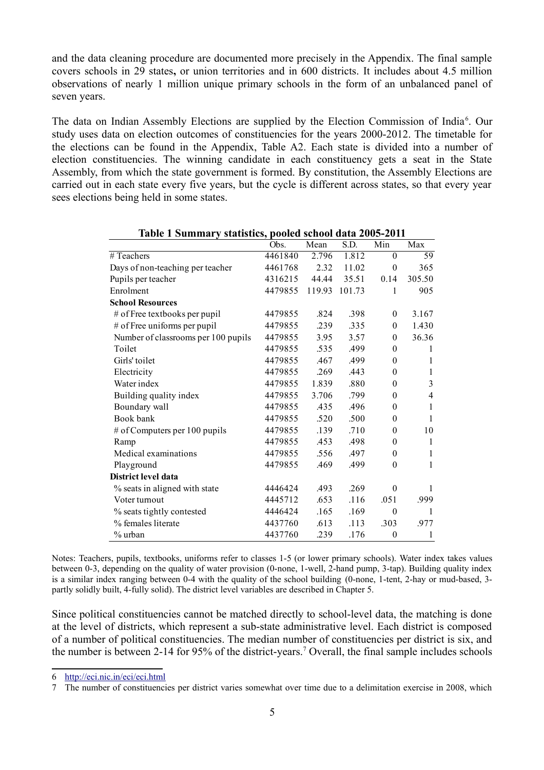and the data cleaning procedure are documented more precisely in the Appendix. The final sample covers schools in 29 states**,** or union territories and in 600 districts. It includes about 4.5 million observations of nearly 1 million unique primary schools in the form of an unbalanced panel of seven years.

The data on Indian Assembly Elections are supplied by the Election Commission of India[6]. Our study uses data on election outcomes of constituencies for the years 2000-2012. The timetable for the elections can be found in the Appendix, Table A2. Each state is divided into a number of election constituencies. The winning candidate in each constituency gets a seat in the State Assembly, from which the state government is formed. By constitution, the Assembly Elections are carried out in each state every five years, but the cycle is different across states, so that every year sees elections being held in some states.

**Table 1 Summary statistics, pooled school data 2005-2011**

| | Obs. | Mean | S.D. | Min | Max |
|---|---|---|---|---|---|
| # Teachers | 4461840 | 2.796 | 1.812 | 0 | 59 |
| Days of non-teaching per teacher | 4461768 | 2.32 | 11.02 | 0 | 365 |
| Pupils per teacher | 4316215 | 44.44 | 35.51 | 0.14 | 305.50 |
| Enrolment | 4479855 | 119.93 | 101.73 | 1 | 905 |
| **School Resources** | | | | | |
| # of Free textbooks per pupil | 4479855 | .824 | .398 | 0 | 3.167 |
| # of Free uniforms per pupil | 4479855 | .239 | .335 | 0 | 1.430 |
| Number of classrooms per 100 pupils | 4479855 | 3.95 | 3.57 | 0 | 36.36 |
| Toilet | 4479855 | .535 | .499 | 0 | 1 |
| Girls' toilet | 4479855 | .467 | .499 | 0 | 1 |
| Electricity | 4479855 | .269 | .443 | 0 | 1 |
| Water index | 4479855 | 1.839 | .880 | 0 | 3 |
| Building quality index | 4479855 | 3.706 | .799 | 0 | 4 |
| Boundary wall | 4479855 | .435 | .496 | 0 | 1 |
| Book bank | 4479855 | .520 | .500 | 0 | 1 |
| # of Computers per 100 pupils | 4479855 | .139 | .710 | 0 | 10 |
| Ramp | 4479855 | .453 | .498 | 0 | 1 |
| Medical examinations | 4479855 | .556 | .497 | 0 | 1 |
| Playground | 4479855 | .469 | .499 | 0 | 1 |
| **District level data** | | | | | |
| % seats in aligned with state | 4446424 | .493 | .269 | 0 | 1 |
| Voter turnout | 4445712 | .653 | .116 | .051 | .999 |
| % seats tightly contested | 4446424 | .165 | .169 | 0 | 1 |
| % females literate | 4437760 | .613 | .113 | .303 | .977 |
| % urban | 4437760 | .239 | .176 | 0 | 1 |

Notes: Teachers, pupils, textbooks, uniforms refer to classes 1-5 (or lower primary schools). Water index takes values between 0-3, depending on the quality of water provision (0-none, 1-well, 2-hand pump, 3-tap). Building quality index is a similar index ranging between 0-4 with the quality of the school building (0-none, 1-tent, 2-hay or mud-based, 3-partly solidly built, 4-fully solid). The district level variables are described in Chapter 5.

Since political constituencies cannot be matched directly to school-level data, the matching is done at the level of districts, which represent a sub-state administrative level. Each district is composed of a number of political constituencies. The median number of constituencies per district is six, and the number is between 2-14 for 95% of the district-years.[7] Overall, the final sample includes schools

---

6 http://eci.nic.in/eci/eci.html

7 The number of constituencies per district varies somewhat over time due to a delimitation exercise in 2008, which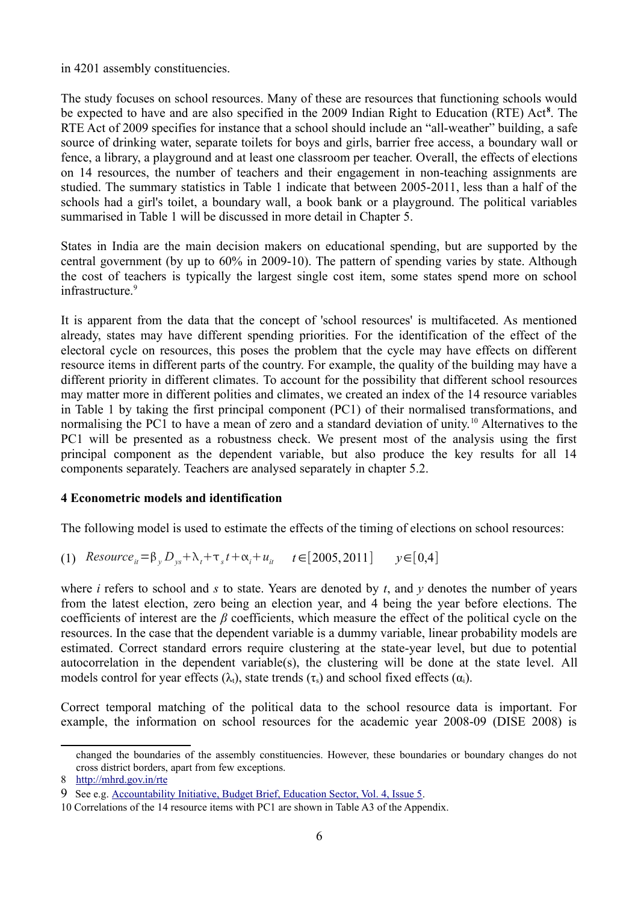in 4201 assembly constituencies.

The study focuses on school resources. Many of these are resources that functioning schools would be expected to have and are also specified in the 2009 Indian Right to Education (RTE) Act[8]. The RTE Act of 2009 specifies for instance that a school should include an "all-weather" building, a safe source of drinking water, separate toilets for boys and girls, barrier free access, a boundary wall or fence, a library, a playground and at least one classroom per teacher. Overall, the effects of elections on 14 resources, the number of teachers and their engagement in non-teaching assignments are studied. The summary statistics in Table 1 indicate that between 2005-2011, less than a half of the schools had a girl's toilet, a boundary wall, a book bank or a playground. The political variables summarised in Table 1 will be discussed in more detail in Chapter 5.

States in India are the main decision makers on educational spending, but are supported by the central government (by up to 60% in 2009-10). The pattern of spending varies by state. Although the cost of teachers is typically the largest single cost item, some states spend more on school infrastructure.[9]

It is apparent from the data that the concept of 'school resources' is multifaceted. As mentioned already, states may have different spending priorities. For the identification of the effect of the electoral cycle on resources, this poses the problem that the cycle may have effects on different resource items in different parts of the country. For example, the quality of the building may have a different priority in different climates. To account for the possibility that different school resources may matter more in different polities and climates, we created an index of the 14 resource variables in Table 1 by taking the first principal component (PC1) of their normalised transformations, and normalising the PC1 to have a mean of zero and a standard deviation of unity.[10] Alternatives to the PC1 will be presented as a robustness check. We present most of the analysis using the first principal component as the dependent variable, but also produce the key results for all 14 components separately. Teachers are analysed separately in chapter 5.2.

### 4 Econometric models and identification

The following model is used to estimate the effects of the timing of elections on school resources:

$$(1) \quad Resource_{it} = \beta_y D_{ys} + \lambda_t + \tau_s t + \alpha_i + u_{it} \qquad t \in [2005, 2011] \qquad y \in [0,4]$$

where $i$ refers to school and $s$ to state. Years are denoted by $t$, and $y$ denotes the number of years from the latest election, zero being an election year, and 4 being the year before elections. The coefficients of interest are the $\beta$ coefficients, which measure the effect of the political cycle on the resources. In the case that the dependent variable is a dummy variable, linear probability models are estimated. Correct standard errors require clustering at the state-year level, but due to potential autocorrelation in the dependent variable(s), the clustering will be done at the state level. All models control for year effects ($\lambda_t$), state trends ($\tau_s$) and school fixed effects ($\alpha_i$).

Correct temporal matching of the political data to the school resource data is important. For example, the information on school resources for the academic year 2008-09 (DISE 2008) is

changed the boundaries of the assembly constituencies. However, these boundaries or boundary changes do not cross district borders, apart from few exceptions.

8 http://mhrd.gov.in/rte

9 See e.g. Accountability Initiative, Budget Brief, Education Sector, Vol. 4, Issue 5.

10 Correlations of the 14 resource items with PC1 are shown in Table A3 of the Appendix.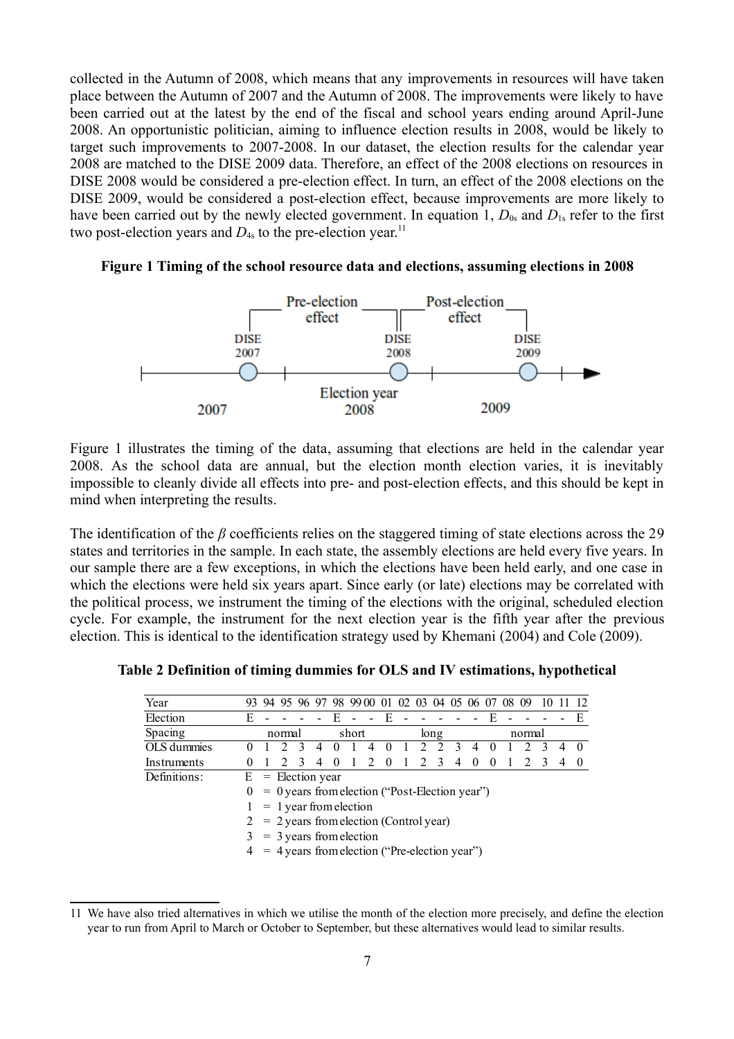collected in the Autumn of 2008, which means that any improvements in resources will have taken place between the Autumn of 2007 and the Autumn of 2008. The improvements were likely to have been carried out at the latest by the end of the fiscal and school years ending around April-June 2008. An opportunistic politician, aiming to influence election results in 2008, would be likely to target such improvements to 2007-2008. In our dataset, the election results for the calendar year 2008 are matched to the DISE 2009 data. Therefore, an effect of the 2008 elections on resources in DISE 2008 would be considered a pre-election effect. In turn, an effect of the 2008 elections on the DISE 2009, would be considered a post-election effect, because improvements are more likely to have been carried out by the newly elected government. In equation 1, $D_{0s}$ and $D_{1s}$ refer to the first two post-election years and $D_{4s}$ to the pre-election year.[11]

**Figure 1 Timing of the school resource data and elections, assuming elections in 2008**

Figure 1 illustrates the timing of the data, assuming that elections are held in the calendar year 2008. As the school data are annual, but the election month election varies, it is inevitably impossible to cleanly divide all effects into pre- and post-election effects, and this should be kept in mind when interpreting the results.

The identification of the $\beta$ coefficients relies on the staggered timing of state elections across the 29 states and territories in the sample. In each state, the assembly elections are held every five years. In our sample there are a few exceptions, in which the elections have been held early, and one case in which the elections were held six years apart. Since early (or late) elections may be correlated with the political process, we instrument the timing of the elections with the original, scheduled election cycle. For example, the instrument for the next election year is the fifth year after the previous election. This is identical to the identification strategy used by Khemani (2004) and Cole (2009).

**Table 2 Definition of timing dummies for OLS and IV estimations, hypothetical**

| Year | 93 | 94 | 95 | 96 | 97 | 98 | 99 | 00 | 01 | 02 | 03 | 04 | 05 | 06 | 07 | 08 | 09 | 10 | 11 | 12 |
|---|---|---|---|---|---|---|---|---|---|---|---|---|---|---|---|---|---|---|---|---|
| Election | E | - | - | - | - | E | - | - | E | - | - | - | - | - | E | - | - | - | - | E |
| Spacing | | | normal | | | | short | | | | | long | | | | | normal | | | |
| OLS dummies | 0 | 1 | 2 | 3 | 4 | 0 | 1 | 4 | 0 | 1 | 2 | 2 | 3 | 4 | 0 | 1 | 2 | 3 | 4 | 0 |
| Instruments | 0 | 1 | 2 | 3 | 4 | 0 | 1 | 2 | 0 | 1 | 2 | 3 | 4 | 0 | 0 | 1 | 2 | 3 | 4 | 0 |

Definitions:
- E = Election year
- 0 = 0 years from election ("Post-Election year")
- 1 = 1 year from election
- 2 = 2 years from election (Control year)
- 3 = 3 years from election
- 4 = 4 years from election ("Pre-election year")

---

11 We have also tried alternatives in which we utilise the month of the election more precisely, and define the election year to run from April to March or October to September, but these alternatives would lead to similar results.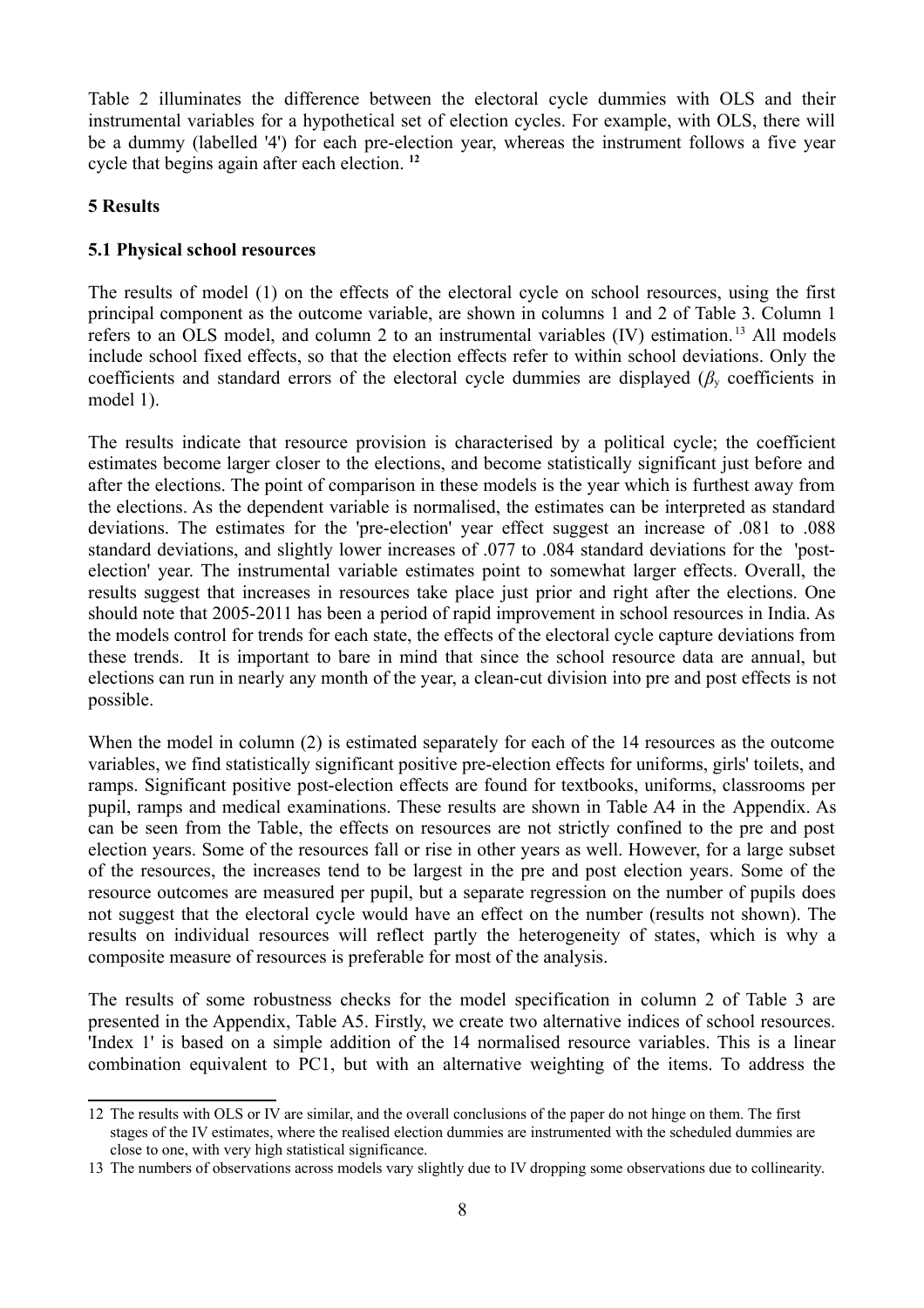Table 2 illuminates the difference between the electoral cycle dummies with OLS and their instrumental variables for a hypothetical set of election cycles. For example, with OLS, there will be a dummy (labelled '4') for each pre-election year, whereas the instrument follows a five year cycle that begins again after each election. [12]

## 5 Results

### 5.1 Physical school resources

The results of model (1) on the effects of the electoral cycle on school resources, using the first principal component as the outcome variable, are shown in columns 1 and 2 of Table 3. Column 1 refers to an OLS model, and column 2 to an instrumental variables (IV) estimation. [13] All models include school fixed effects, so that the election effects refer to within school deviations. Only the coefficients and standard errors of the electoral cycle dummies are displayed ($\beta_y$ coefficients in model 1).

The results indicate that resource provision is characterised by a political cycle; the coefficient estimates become larger closer to the elections, and become statistically significant just before and after the elections. The point of comparison in these models is the year which is furthest away from the elections. As the dependent variable is normalised, the estimates can be interpreted as standard deviations. The estimates for the 'pre-election' year effect suggest an increase of .081 to .088 standard deviations, and slightly lower increases of .077 to .084 standard deviations for the 'post-election' year. The instrumental variable estimates point to somewhat larger effects. Overall, the results suggest that increases in resources take place just prior and right after the elections. One should note that 2005-2011 has been a period of rapid improvement in school resources in India. As the models control for trends for each state, the effects of the electoral cycle capture deviations from these trends. It is important to bare in mind that since the school resource data are annual, but elections can run in nearly any month of the year, a clean-cut division into pre and post effects is not possible.

When the model in column (2) is estimated separately for each of the 14 resources as the outcome variables, we find statistically significant positive pre-election effects for uniforms, girls' toilets, and ramps. Significant positive post-election effects are found for textbooks, uniforms, classrooms per pupil, ramps and medical examinations. These results are shown in Table A4 in the Appendix. As can be seen from the Table, the effects on resources are not strictly confined to the pre and post election years. Some of the resources fall or rise in other years as well. However, for a large subset of the resources, the increases tend to be largest in the pre and post election years. Some of the resource outcomes are measured per pupil, but a separate regression on the number of pupils does not suggest that the electoral cycle would have an effect on the number (results not shown). The results on individual resources will reflect partly the heterogeneity of states, which is why a composite measure of resources is preferable for most of the analysis.

The results of some robustness checks for the model specification in column 2 of Table 3 are presented in the Appendix, Table A5. Firstly, we create two alternative indices of school resources. 'Index 1' is based on a simple addition of the 14 normalised resource variables. This is a linear combination equivalent to PC1, but with an alternative weighting of the items. To address the

---

[12] The results with OLS or IV are similar, and the overall conclusions of the paper do not hinge on them. The first stages of the IV estimates, where the realised election dummies are instrumented with the scheduled dummies are close to one, with very high statistical significance.

[13] The numbers of observations across models vary slightly due to IV dropping some observations due to collinearity.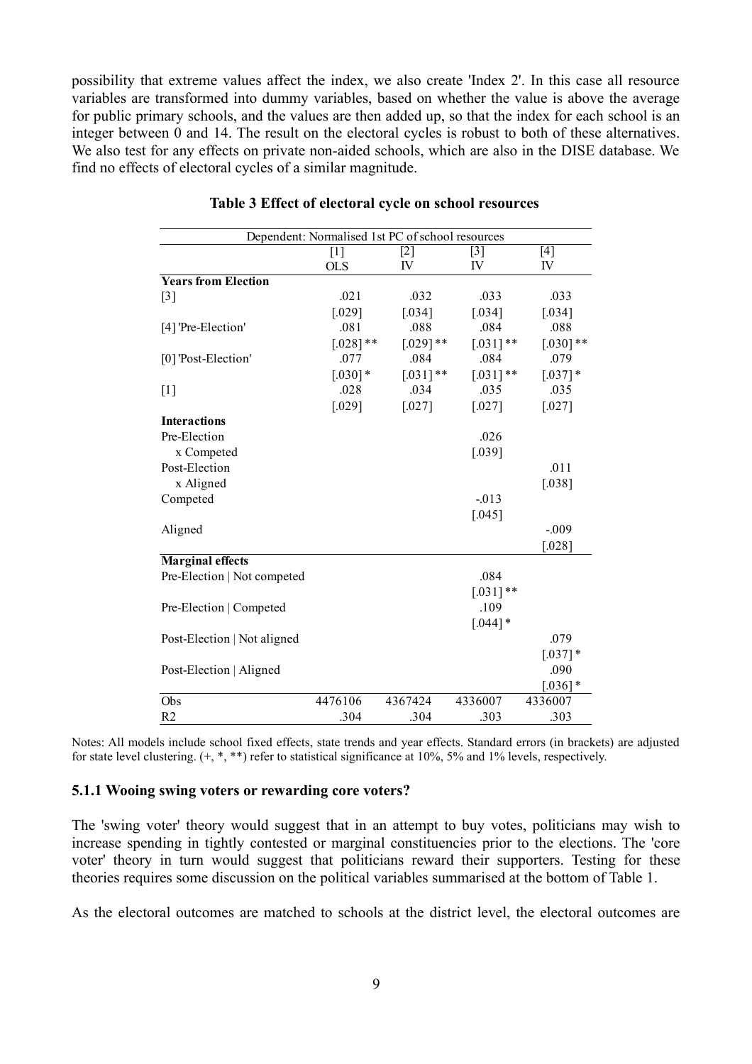possibility that extreme values affect the index, we also create 'Index 2'. In this case all resource variables are transformed into dummy variables, based on whether the value is above the average for public primary schools, and the values are then added up, so that the index for each school is an integer between 0 and 14. The result on the electoral cycles is robust to both of these alternatives. We also test for any effects on private non-aided schools, which are also in the DISE database. We find no effects of electoral cycles of a similar magnitude.

**Table 3 Effect of electoral cycle on school resources**

| Dependent: Normalised 1st PC of school resources | | | | |
|---|---|---|---|---|
| | [1] OLS | [2] IV | [3] IV | [4] IV |
| **Years from Election** | | | | |
| [3] | .021 | .032 | .033 | .033 |
| | [.029] | [.034] | [.034] | [.034] |
| [4] 'Pre-Election' | .081 | .088 | .084 | .088 |
| | [.028] ** | [.029] ** | [.031] ** | [.030] ** |
| [0] 'Post-Election' | .077 | .084 | .084 | .079 |
| | [.030] * | [.031] ** | [.031] ** | [.037] * |
| [1] | .028 | .034 | .035 | .035 |
| | [.029] | [.027] | [.027] | [.027] |
| **Interactions** | | | | |
| Pre-Election x Competed | | | .026 | |
| | | | [.039] | |
| Post-Election x Aligned | | | | .011 |
| | | | | [.038] |
| Competed | | | -.013 | |
| | | | [.045] | |
| Aligned | | | | -.009 |
| | | | | [.028] |
| **Marginal effects** | | | | |
| Pre-Election \| Not competed | | | .084 | |
| | | | [.031] ** | |
| Pre-Election \| Competed | | | .109 | |
| | | | [.044] * | |
| Post-Election \| Not aligned | | | | .079 |
| | | | | [.037] * |
| Post-Election \| Aligned | | | | .090 |
| | | | | [.036] * |
| Obs | 4476106 | 4367424 | 4336007 | 4336007 |
| R2 | .304 | .304 | .303 | .303 |

Notes: All models include school fixed effects, state trends and year effects. Standard errors (in brackets) are adjusted for state level clustering. (+, *, **) refer to statistical significance at 10%, 5% and 1% levels, respectively.

### 5.1.1 Wooing swing voters or rewarding core voters?

The 'swing voter' theory would suggest that in an attempt to buy votes, politicians may wish to increase spending in tightly contested or marginal constituencies prior to the elections. The 'core voter' theory in turn would suggest that politicians reward their supporters. Testing for these theories requires some discussion on the political variables summarised at the bottom of Table 1.

As the electoral outcomes are matched to schools at the district level, the electoral outcomes are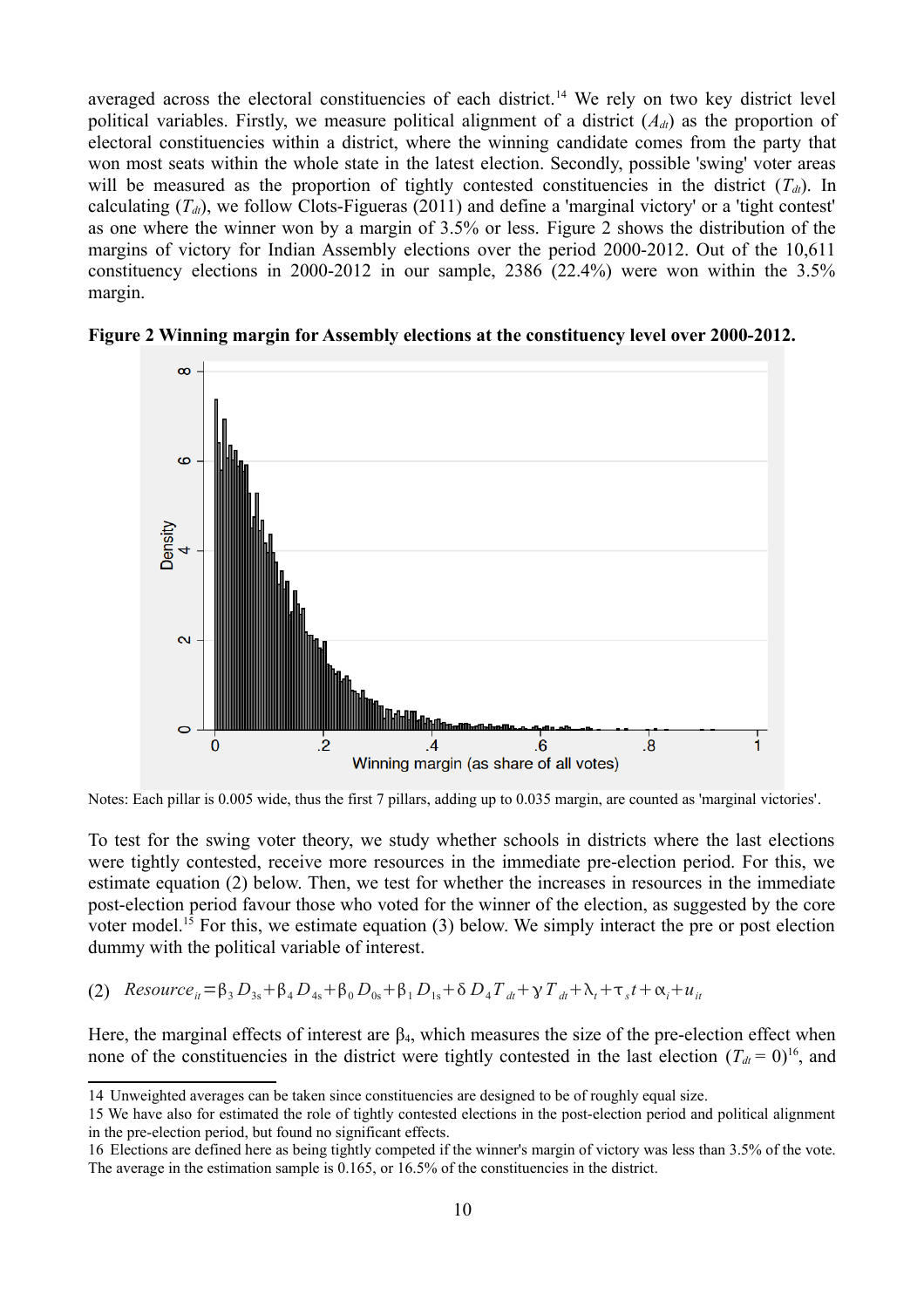averaged across the electoral constituencies of each district.[14] We rely on two key district level political variables. Firstly, we measure political alignment of a district ($A_{dt}$) as the proportion of electoral constituencies within a district, where the winning candidate comes from the party that won most seats within the whole state in the latest election. Secondly, possible 'swing' voter areas will be measured as the proportion of tightly contested constituencies in the district ($T_{dt}$). In calculating ($T_{dt}$), we follow Clots-Figueras (2011) and define a 'marginal victory' or a 'tight contest' as one where the winner won by a margin of 3.5% or less. Figure 2 shows the distribution of the margins of victory for Indian Assembly elections over the period 2000-2012. Out of the 10,611 constituency elections in 2000-2012 in our sample, 2386 (22.4%) were won within the 3.5% margin.

**Figure 2 Winning margin for Assembly elections at the constituency level over 2000-2012.**

Notes: Each pillar is 0.005 wide, thus the first 7 pillars, adding up to 0.035 margin, are counted as 'marginal victories'.

To test for the swing voter theory, we study whether schools in districts where the last elections were tightly contested, receive more resources in the immediate pre-election period. For this, we estimate equation (2) below. Then, we test for whether the increases in resources in the immediate post-election period favour those who voted for the winner of the election, as suggested by the core voter model.[15] For this, we estimate equation (3) below. We simply interact the pre or post election dummy with the political variable of interest.

$$(2)\quad Resource_{it} = \beta_3 D_{3s} + \beta_4 D_{4s} + \beta_0 D_{0s} + \beta_1 D_{1s} + \delta D_4 T_{dt} + \gamma T_{dt} + \lambda_t + \tau_s t + \alpha_i + u_{it}$$

Here, the marginal effects of interest are $\beta_4$, which measures the size of the pre-election effect when none of the constituencies in the district were tightly contested in the last election ($T_{dt} = 0$)[16], and

---

14 Unweighted averages can be taken since constituencies are designed to be of roughly equal size.

15 We have also for estimated the role of tightly contested elections in the post-election period and political alignment in the pre-election period, but found no significant effects.

16 Elections are defined here as being tightly competed if the winner's margin of victory was less than 3.5% of the vote. The average in the estimation sample is 0.165, or 16.5% of the constituencies in the district.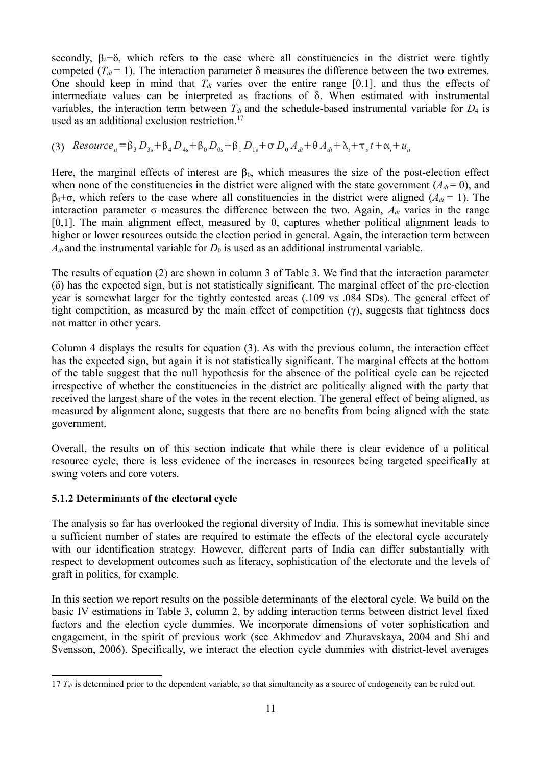secondly, $\beta_4+\delta$, which refers to the case where all constituencies in the district were tightly competed ($T_{dt} = 1$). The interaction parameter $\delta$ measures the difference between the two extremes. One should keep in mind that $T_{dt}$ varies over the entire range [0,1], and thus the effects of intermediate values can be interpreted as fractions of $\delta$. When estimated with instrumental variables, the interaction term between $T_{dt}$ and the schedule-based instrumental variable for $D_4$ is used as an additional exclusion restriction.[17]

$$(3) \quad Resource_{it} = \beta_3 D_{3s} + \beta_4 D_{4s} + \beta_0 D_{0s} + \beta_1 D_{1s} + \sigma D_0 A_{dt} + \theta A_{dt} + \lambda_t + \tau_s t + \alpha_i + u_{it}$$

Here, the marginal effects of interest are $\beta_0$, which measures the size of the post-election effect when none of the constituencies in the district were aligned with the state government ($A_{dt} = 0$), and $\beta_0+\sigma$, which refers to the case where all constituencies in the district were aligned ($A_{dt} = 1$). The interaction parameter $\sigma$ measures the difference between the two. Again, $A_{dt}$ varies in the range [0,1]. The main alignment effect, measured by $\theta$, captures whether political alignment leads to higher or lower resources outside the election period in general. Again, the interaction term between $A_{dt}$ and the instrumental variable for $D_0$ is used as an additional instrumental variable.

The results of equation (2) are shown in column 3 of Table 3. We find that the interaction parameter ($\delta$) has the expected sign, but is not statistically significant. The marginal effect of the pre-election year is somewhat larger for the tightly contested areas (.109 vs .084 SDs). The general effect of tight competition, as measured by the main effect of competition ($\gamma$), suggests that tightness does not matter in other years.

Column 4 displays the results for equation (3). As with the previous column, the interaction effect has the expected sign, but again it is not statistically significant. The marginal effects at the bottom of the table suggest that the null hypothesis for the absence of the political cycle can be rejected irrespective of whether the constituencies in the district are politically aligned with the party that received the largest share of the votes in the recent election. The general effect of being aligned, as measured by alignment alone, suggests that there are no benefits from being aligned with the state government.

Overall, the results on of this section indicate that while there is clear evidence of a political resource cycle, there is less evidence of the increases in resources being targeted specifically at swing voters and core voters.

### 5.1.2 Determinants of the electoral cycle

The analysis so far has overlooked the regional diversity of India. This is somewhat inevitable since a sufficient number of states are required to estimate the effects of the electoral cycle accurately with our identification strategy. However, different parts of India can differ substantially with respect to development outcomes such as literacy, sophistication of the electorate and the levels of graft in politics, for example.

In this section we report results on the possible determinants of the electoral cycle. We build on the basic IV estimations in Table 3, column 2, by adding interaction terms between district level fixed factors and the election cycle dummies. We incorporate dimensions of voter sophistication and engagement, in the spirit of previous work (see Akhmedov and Zhuravskaya, 2004 and Shi and Svensson, 2006). Specifically, we interact the election cycle dummies with district-level averages

[17] $T_{dt}$ is determined prior to the dependent variable, so that simultaneity as a source of endogeneity can be ruled out.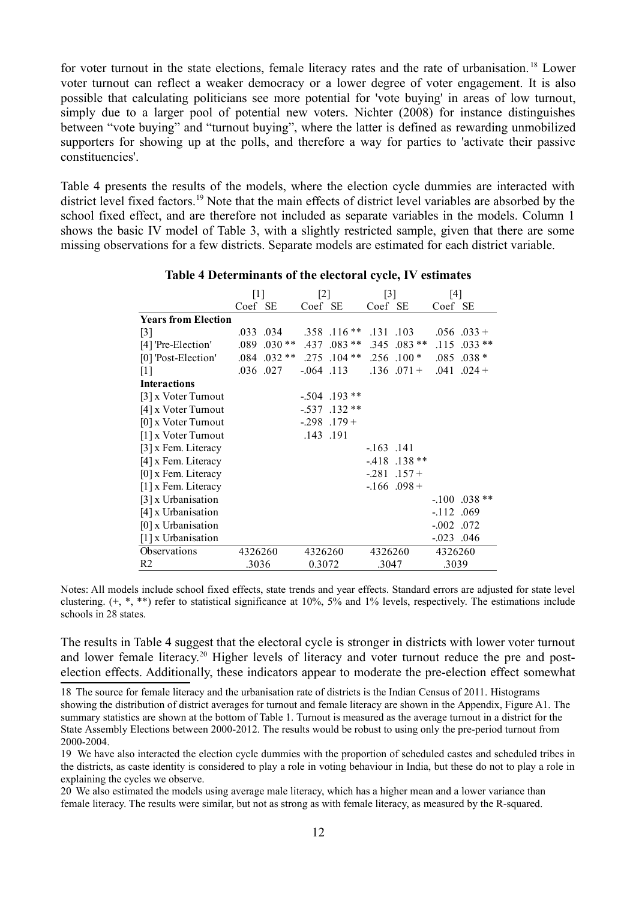for voter turnout in the state elections, female literacy rates and the rate of urbanisation.[18] Lower voter turnout can reflect a weaker democracy or a lower degree of voter engagement. It is also possible that calculating politicians see more potential for 'vote buying' in areas of low turnout, simply due to a larger pool of potential new voters. Nichter (2008) for instance distinguishes between "vote buying" and "turnout buying", where the latter is defined as rewarding unmobilized supporters for showing up at the polls, and therefore a way for parties to 'activate their passive constituencies'.

Table 4 presents the results of the models, where the election cycle dummies are interacted with district level fixed factors.[19] Note that the main effects of district level variables are absorbed by the school fixed effect, and are therefore not included as separate variables in the models. Column 1 shows the basic IV model of Table 3, with a slightly restricted sample, given that there are some missing observations for a few districts. Separate models are estimated for each district variable.

**Table 4 Determinants of the electoral cycle, IV estimates**

| | [1] | | [2] | | [3] | | [4] | |
|---|---|---|---|---|---|---|---|---|
| | Coef | SE | Coef | SE | Coef | SE | Coef | SE |
| **Years from Election** | | | | | | | | |
| [3] | .033 | .034 | .358 | .116 ** | .131 | .103 | .056 | .033 + |
| [4] 'Pre-Election' | .089 | .030 ** | .437 | .083 ** | .345 | .083 ** | .115 | .033 ** |
| [0] 'Post-Election' | .084 | .032 ** | .275 | .104 ** | .256 | .100 * | .085 | .038 * |
| [1] | .036 | .027 | -.064 | .113 | .136 | .071 + | .041 | .024 + |
| **Interactions** | | | | | | | | |
| [3] x Voter Turnout | | | -.504 | .193 ** | | | | |
| [4] x Voter Turnout | | | -.537 | .132 ** | | | | |
| [0] x Voter Turnout | | | -.298 | .179 + | | | | |
| [1] x Voter Turnout | | | .143 | .191 | | | | |
| [3] x Fem. Literacy | | | | | -.163 | .141 | | |
| [4] x Fem. Literacy | | | | | -.418 | .138 ** | | |
| [0] x Fem. Literacy | | | | | -.281 | .157 + | | |
| [1] x Fem. Literacy | | | | | -.166 | .098 + | | |
| [3] x Urbanisation | | | | | | | -.100 | .038 ** |
| [4] x Urbanisation | | | | | | | -.112 | .069 |
| [0] x Urbanisation | | | | | | | -.002 | .072 |
| [1] x Urbanisation | | | | | | | -.023 | .046 |
| Observations | 4326260 | | 4326260 | | 4326260 | | 4326260 | |
| R2 | .3036 | | 0.3072 | | .3047 | | .3039 | |

Notes: All models include school fixed effects, state trends and year effects. Standard errors are adjusted for state level clustering. (+, *, **) refer to statistical significance at 10%, 5% and 1% levels, respectively. The estimations include schools in 28 states.

The results in Table 4 suggest that the electoral cycle is stronger in districts with lower voter turnout and lower female literacy.[20] Higher levels of literacy and voter turnout reduce the pre and post-election effects. Additionally, these indicators appear to moderate the pre-election effect somewhat

18 The source for female literacy and the urbanisation rate of districts is the Indian Census of 2011. Histograms showing the distribution of district averages for turnout and female literacy are shown in the Appendix, Figure A1. The summary statistics are shown at the bottom of Table 1. Turnout is measured as the average turnout in a district for the State Assembly Elections between 2000-2012. The results would be robust to using only the pre-period turnout from 2000-2004.

19 We have also interacted the election cycle dummies with the proportion of scheduled castes and scheduled tribes in the districts, as caste identity is considered to play a role in voting behaviour in India, but these do not to play a role in explaining the cycles we observe.

20 We also estimated the models using average male literacy, which has a higher mean and a lower variance than female literacy. The results were similar, but not as strong as with female literacy, as measured by the R-squared.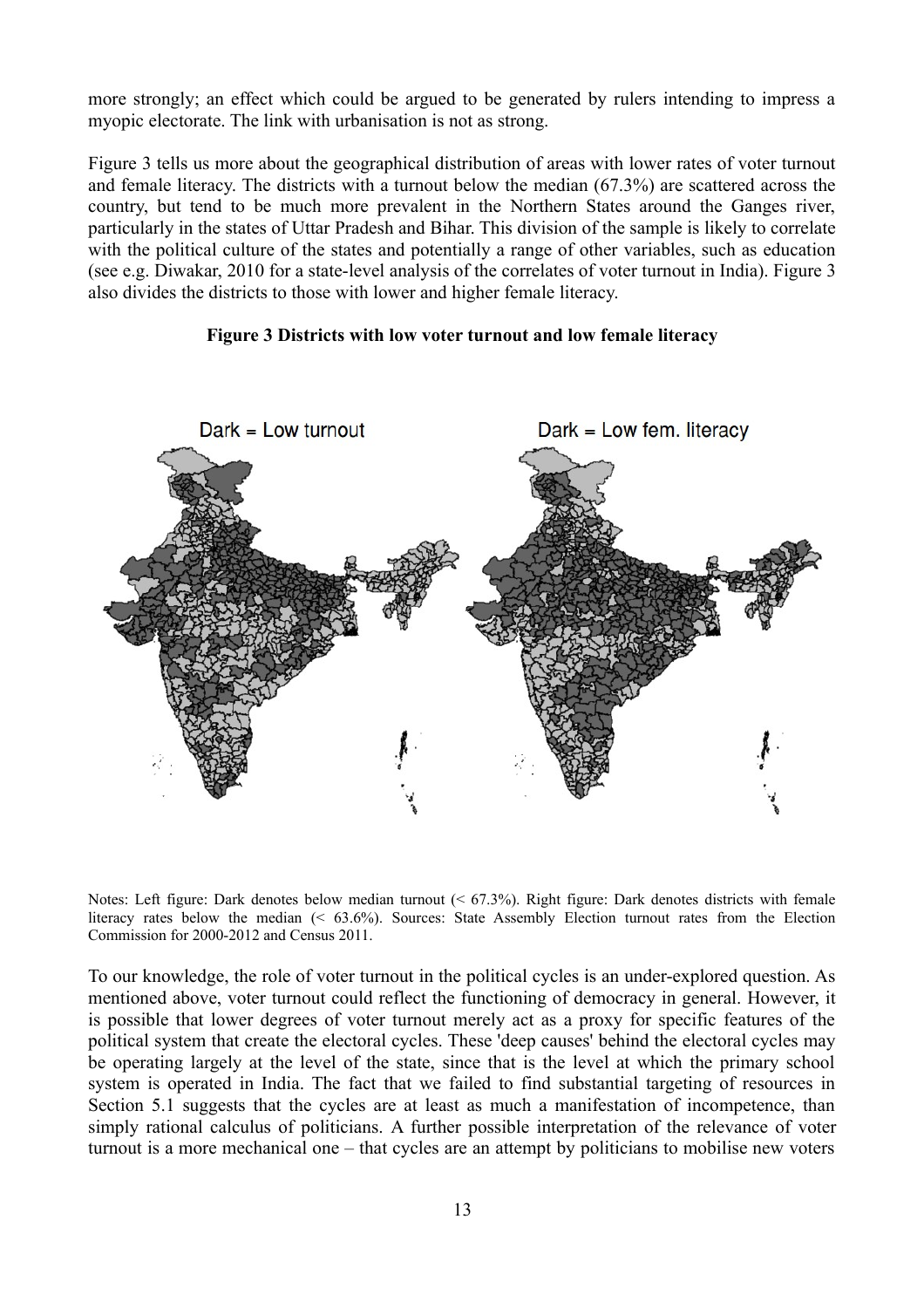more strongly; an effect which could be argued to be generated by rulers intending to impress a myopic electorate. The link with urbanisation is not as strong.

Figure 3 tells us more about the geographical distribution of areas with lower rates of voter turnout and female literacy. The districts with a turnout below the median (67.3%) are scattered across the country, but tend to be much more prevalent in the Northern States around the Ganges river, particularly in the states of Uttar Pradesh and Bihar. This division of the sample is likely to correlate with the political culture of the states and potentially a range of other variables, such as education (see e.g. Diwakar, 2010 for a state-level analysis of the correlates of voter turnout in India). Figure 3 also divides the districts to those with lower and higher female literacy.

**Figure 3 Districts with low voter turnout and low female literacy**

Notes: Left figure: Dark denotes below median turnout (< 67.3%). Right figure: Dark denotes districts with female literacy rates below the median (< 63.6%). Sources: State Assembly Election turnout rates from the Election Commission for 2000-2012 and Census 2011.

To our knowledge, the role of voter turnout in the political cycles is an under-explored question. As mentioned above, voter turnout could reflect the functioning of democracy in general. However, it is possible that lower degrees of voter turnout merely act as a proxy for specific features of the political system that create the electoral cycles. These 'deep causes' behind the electoral cycles may be operating largely at the level of the state, since that is the level at which the primary school system is operated in India. The fact that we failed to find substantial targeting of resources in Section 5.1 suggests that the cycles are at least as much a manifestation of incompetence, than simply rational calculus of politicians. A further possible interpretation of the relevance of voter turnout is a more mechanical one – that cycles are an attempt by politicians to mobilise new voters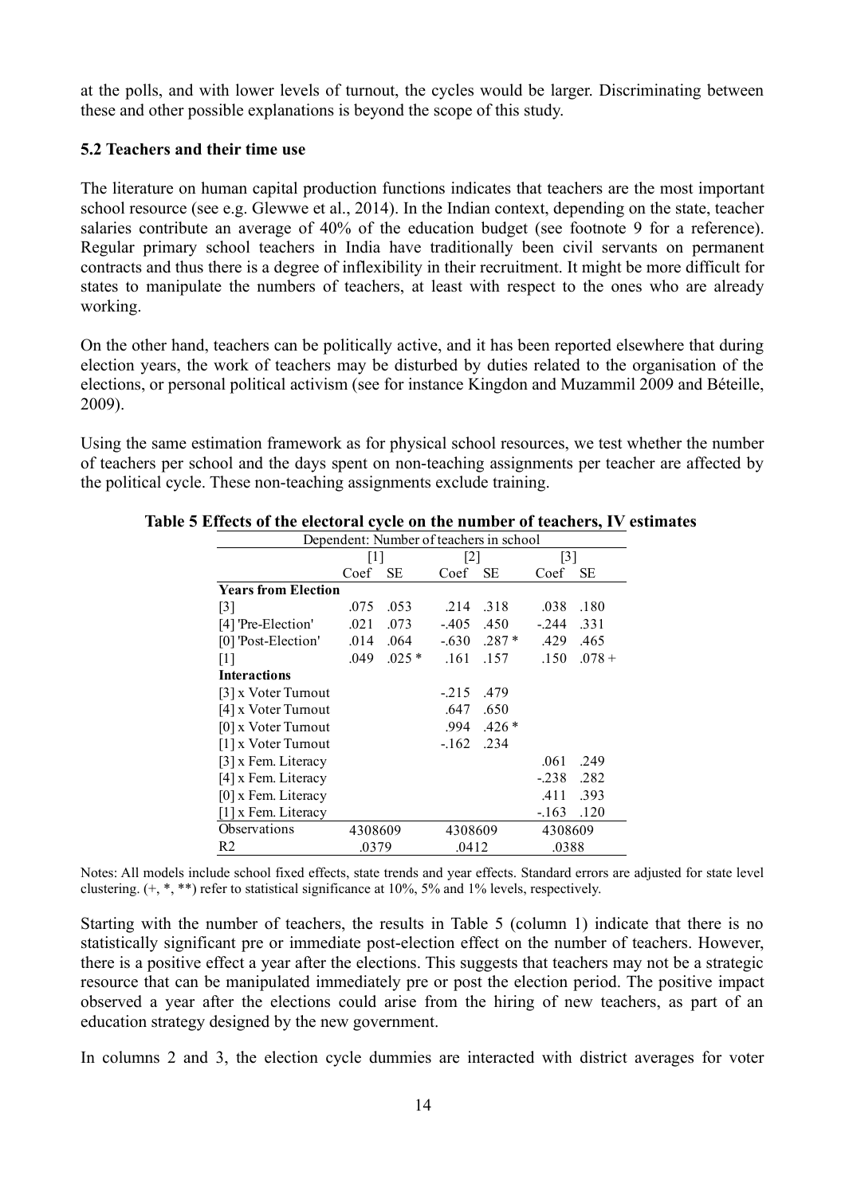at the polls, and with lower levels of turnout, the cycles would be larger. Discriminating between these and other possible explanations is beyond the scope of this study.

### 5.2 Teachers and their time use

The literature on human capital production functions indicates that teachers are the most important school resource (see e.g. Glewwe et al., 2014). In the Indian context, depending on the state, teacher salaries contribute an average of 40% of the education budget (see footnote 9 for a reference). Regular primary school teachers in India have traditionally been civil servants on permanent contracts and thus there is a degree of inflexibility in their recruitment. It might be more difficult for states to manipulate the numbers of teachers, at least with respect to the ones who are already working.

On the other hand, teachers can be politically active, and it has been reported elsewhere that during election years, the work of teachers may be disturbed by duties related to the organisation of the elections, or personal political activism (see for instance Kingdon and Muzammil 2009 and Béteille, 2009).

Using the same estimation framework as for physical school resources, we test whether the number of teachers per school and the days spent on non-teaching assignments per teacher are affected by the political cycle. These non-teaching assignments exclude training.

**Table 5 Effects of the electoral cycle on the number of teachers, IV estimates**

| Dependent: Number of teachers in school | | | | | | |
|---|---|---|---|---|---|---|
| | [1] | | [2] | | [3] | |
| | Coef | SE | Coef | SE | Coef | SE |
| **Years from Election** | | | | | | |
| [3] | .075 | .053 | .214 | .318 | .038 | .180 |
| [4] 'Pre-Election' | .021 | .073 | -.405 | .450 | -.244 | .331 |
| [0] 'Post-Election' | .014 | .064 | -.630 | .287 * | .429 | .465 |
| [1] | .049 | .025 * | .161 | .157 | .150 | .078 + |
| **Interactions** | | | | | | |
| [3] x Voter Turnout | | | -.215 | .479 | | |
| [4] x Voter Turnout | | | .647 | .650 | | |
| [0] x Voter Turnout | | | .994 | .426 * | | |
| [1] x Voter Turnout | | | -.162 | .234 | | |
| [3] x Fem. Literacy | | | | | .061 | .249 |
| [4] x Fem. Literacy | | | | | -.238 | .282 |
| [0] x Fem. Literacy | | | | | .411 | .393 |
| [1] x Fem. Literacy | | | | | -.163 | .120 |
| Observations | 4308609 | | 4308609 | | 4308609 | |
| R2 | .0379 | | .0412 | | .0388 | |

Notes: All models include school fixed effects, state trends and year effects. Standard errors are adjusted for state level clustering. (+, *, **) refer to statistical significance at 10%, 5% and 1% levels, respectively.

Starting with the number of teachers, the results in Table 5 (column 1) indicate that there is no statistically significant pre or immediate post-election effect on the number of teachers. However, there is a positive effect a year after the elections. This suggests that teachers may not be a strategic resource that can be manipulated immediately pre or post the election period. The positive impact observed a year after the elections could arise from the hiring of new teachers, as part of an education strategy designed by the new government.

In columns 2 and 3, the election cycle dummies are interacted with district averages for voter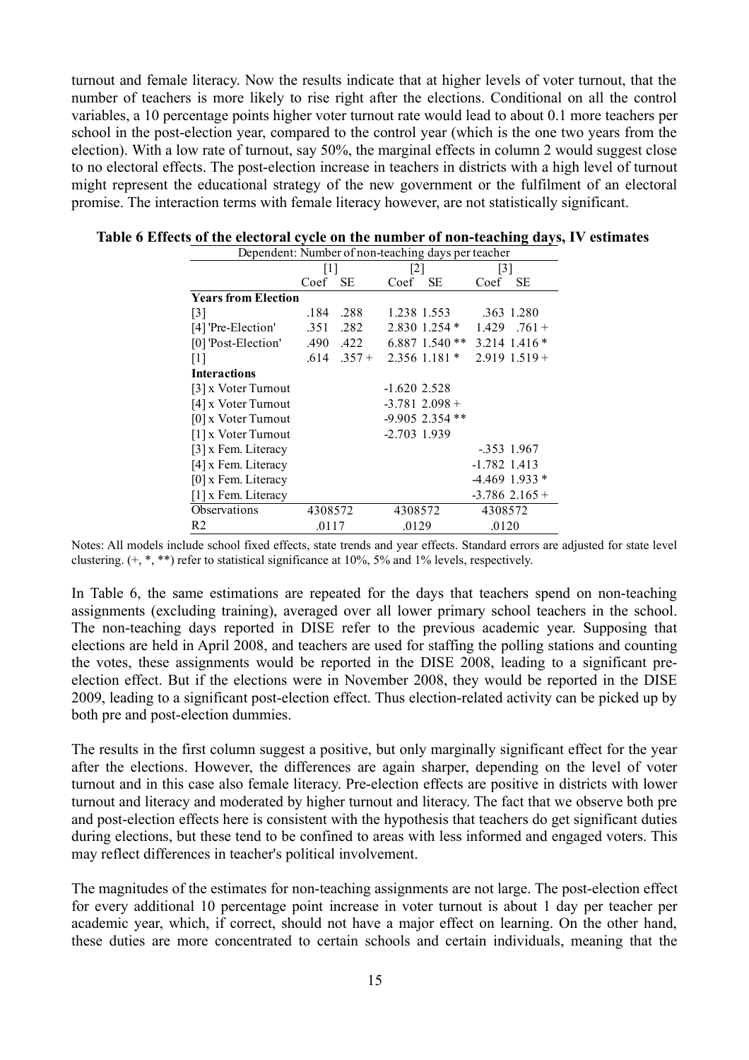turnout and female literacy. Now the results indicate that at higher levels of voter turnout, that the number of teachers is more likely to rise right after the elections. Conditional on all the control variables, a 10 percentage points higher voter turnout rate would lead to about 0.1 more teachers per school in the post-election year, compared to the control year (which is the one two years from the election). With a low rate of turnout, say 50%, the marginal effects in column 2 would suggest close to no electoral effects. The post-election increase in teachers in districts with a high level of turnout might represent the educational strategy of the new government or the fulfilment of an electoral promise. The interaction terms with female literacy however, are not statistically significant.

**Table 6 Effects of the electoral cycle on the number of non-teaching days, IV estimates**

| Dependent: Number of non-teaching days per teacher | | | | | | |
|---|---|---|---|---|---|---|
| | [1] | | [2] | | [3] | |
| | Coef | SE | Coef | SE | Coef | SE |
| **Years from Election** | | | | | | |
| [3] | .184 | .288 | 1.238 | 1.553 | .363 | 1.280 |
| [4] 'Pre-Election' | .351 | .282 | 2.830 | 1.254 * | 1.429 | .761 + |
| [0] 'Post-Election' | .490 | .422 | 6.887 | 1.540 ** | 3.214 | 1.416 * |
| [1] | .614 | .357 + | 2.356 | 1.181 * | 2.919 | 1.519 + |
| **Interactions** | | | | | | |
| [3] x Voter Turnout | | | -1.620 | 2.528 | | |
| [4] x Voter Turnout | | | -3.781 | 2.098 + | | |
| [0] x Voter Turnout | | | -9.905 | 2.354 ** | | |
| [1] x Voter Turnout | | | -2.703 | 1.939 | | |
| [3] x Fem. Literacy | | | | | -.353 | 1.967 |
| [4] x Fem. Literacy | | | | | -1.782 | 1.413 |
| [0] x Fem. Literacy | | | | | -4.469 | 1.933 * |
| [1] x Fem. Literacy | | | | | -3.786 | 2.165 + |
| Observations | 4308572 | | 4308572 | | 4308572 | |
| R2 | .0117 | | .0129 | | .0120 | |

Notes: All models include school fixed effects, state trends and year effects. Standard errors are adjusted for state level clustering. (+, *, **) refer to statistical significance at 10%, 5% and 1% levels, respectively.

In Table 6, the same estimations are repeated for the days that teachers spend on non-teaching assignments (excluding training), averaged over all lower primary school teachers in the school. The non-teaching days reported in DISE refer to the previous academic year. Supposing that elections are held in April 2008, and teachers are used for staffing the polling stations and counting the votes, these assignments would be reported in the DISE 2008, leading to a significant pre-election effect. But if the elections were in November 2008, they would be reported in the DISE 2009, leading to a significant post-election effect. Thus election-related activity can be picked up by both pre and post-election dummies.

The results in the first column suggest a positive, but only marginally significant effect for the year after the elections. However, the differences are again sharper, depending on the level of voter turnout and in this case also female literacy. Pre-election effects are positive in districts with lower turnout and literacy and moderated by higher turnout and literacy. The fact that we observe both pre and post-election effects here is consistent with the hypothesis that teachers do get significant duties during elections, but these tend to be confined to areas with less informed and engaged voters. This may reflect differences in teacher's political involvement.

The magnitudes of the estimates for non-teaching assignments are not large. The post-election effect for every additional 10 percentage point increase in voter turnout is about 1 day per teacher per academic year, which, if correct, should not have a major effect on learning. On the other hand, these duties are more concentrated to certain schools and certain individuals, meaning that the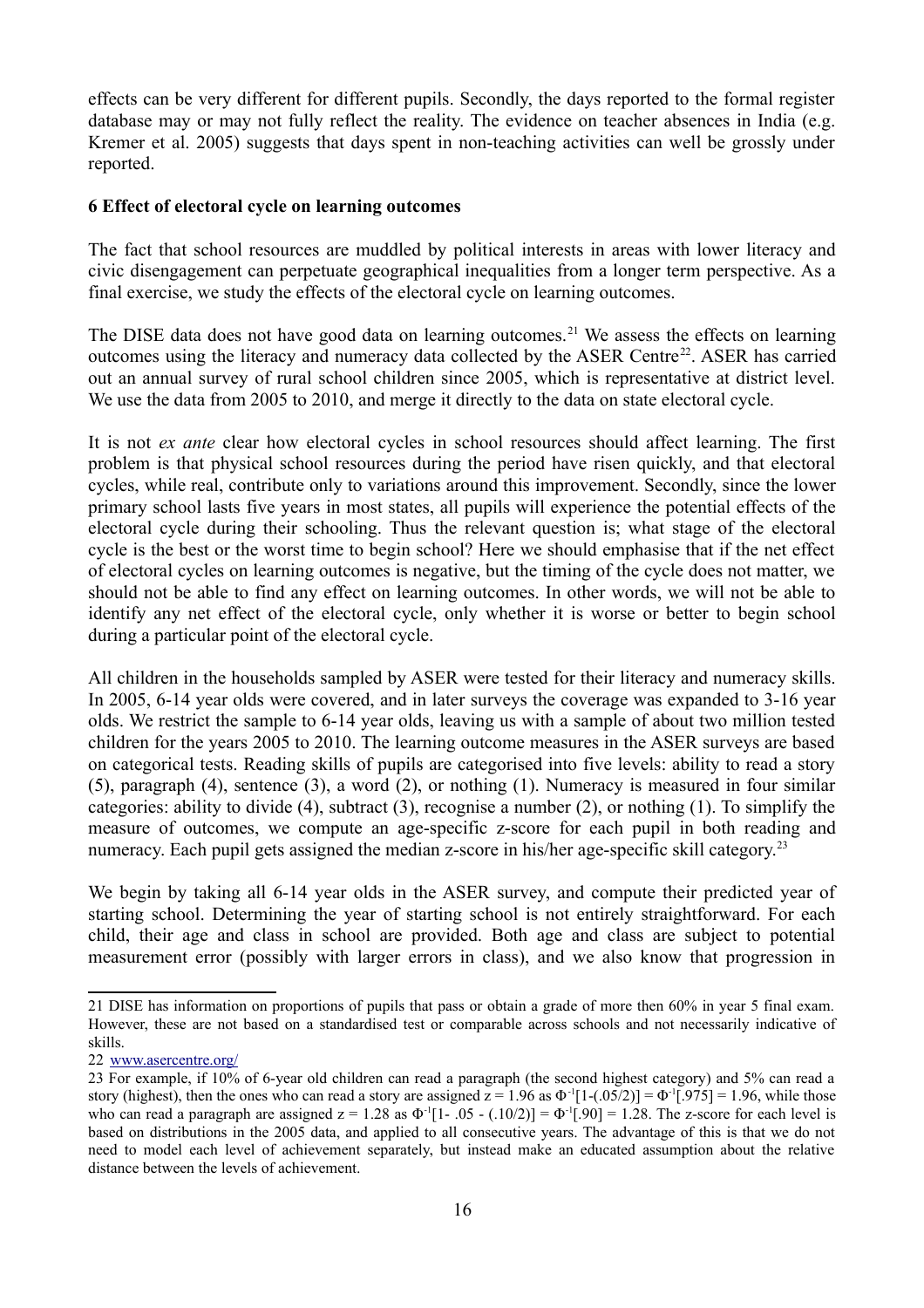effects can be very different for different pupils. Secondly, the days reported to the formal register database may or may not fully reflect the reality. The evidence on teacher absences in India (e.g. Kremer et al. 2005) suggests that days spent in non-teaching activities can well be grossly under reported.

**6 Effect of electoral cycle on learning outcomes**

The fact that school resources are muddled by political interests in areas with lower literacy and civic disengagement can perpetuate geographical inequalities from a longer term perspective. As a final exercise, we study the effects of the electoral cycle on learning outcomes.

The DISE data does not have good data on learning outcomes.[21] We assess the effects on learning outcomes using the literacy and numeracy data collected by the ASER Centre[22]. ASER has carried out an annual survey of rural school children since 2005, which is representative at district level. We use the data from 2005 to 2010, and merge it directly to the data on state electoral cycle.

It is not *ex ante* clear how electoral cycles in school resources should affect learning. The first problem is that physical school resources during the period have risen quickly, and that electoral cycles, while real, contribute only to variations around this improvement. Secondly, since the lower primary school lasts five years in most states, all pupils will experience the potential effects of the electoral cycle during their schooling. Thus the relevant question is; what stage of the electoral cycle is the best or the worst time to begin school? Here we should emphasise that if the net effect of electoral cycles on learning outcomes is negative, but the timing of the cycle does not matter, we should not be able to find any effect on learning outcomes. In other words, we will not be able to identify any net effect of the electoral cycle, only whether it is worse or better to begin school during a particular point of the electoral cycle.

All children in the households sampled by ASER were tested for their literacy and numeracy skills. In 2005, 6-14 year olds were covered, and in later surveys the coverage was expanded to 3-16 year olds. We restrict the sample to 6-14 year olds, leaving us with a sample of about two million tested children for the years 2005 to 2010. The learning outcome measures in the ASER surveys are based on categorical tests. Reading skills of pupils are categorised into five levels: ability to read a story (5), paragraph (4), sentence (3), a word (2), or nothing (1). Numeracy is measured in four similar categories: ability to divide (4), subtract (3), recognise a number (2), or nothing (1). To simplify the measure of outcomes, we compute an age-specific z-score for each pupil in both reading and numeracy. Each pupil gets assigned the median z-score in his/her age-specific skill category.[23]

We begin by taking all 6-14 year olds in the ASER survey, and compute their predicted year of starting school. Determining the year of starting school is not entirely straightforward. For each child, their age and class in school are provided. Both age and class are subject to potential measurement error (possibly with larger errors in class), and we also know that progression in

---

21 DISE has information on proportions of pupils that pass or obtain a grade of more then 60% in year 5 final exam. However, these are not based on a standardised test or comparable across schools and not necessarily indicative of skills.

22 www.asercentre.org/

23 For example, if 10% of 6-year old children can read a paragraph (the second highest category) and 5% can read a story (highest), then the ones who can read a story are assigned $z = 1.96$ as $\Phi^{-1}[1-(.05/2)] = \Phi^{-1}[.975] = 1.96$, while those who can read a paragraph are assigned $z = 1.28$ as $\Phi^{-1}[1- .05 - (.10/2)] = \Phi^{-1}[.90] = 1.28$. The z-score for each level is based on distributions in the 2005 data, and applied to all consecutive years. The advantage of this is that we do not need to model each level of achievement separately, but instead make an educated assumption about the relative distance between the levels of achievement.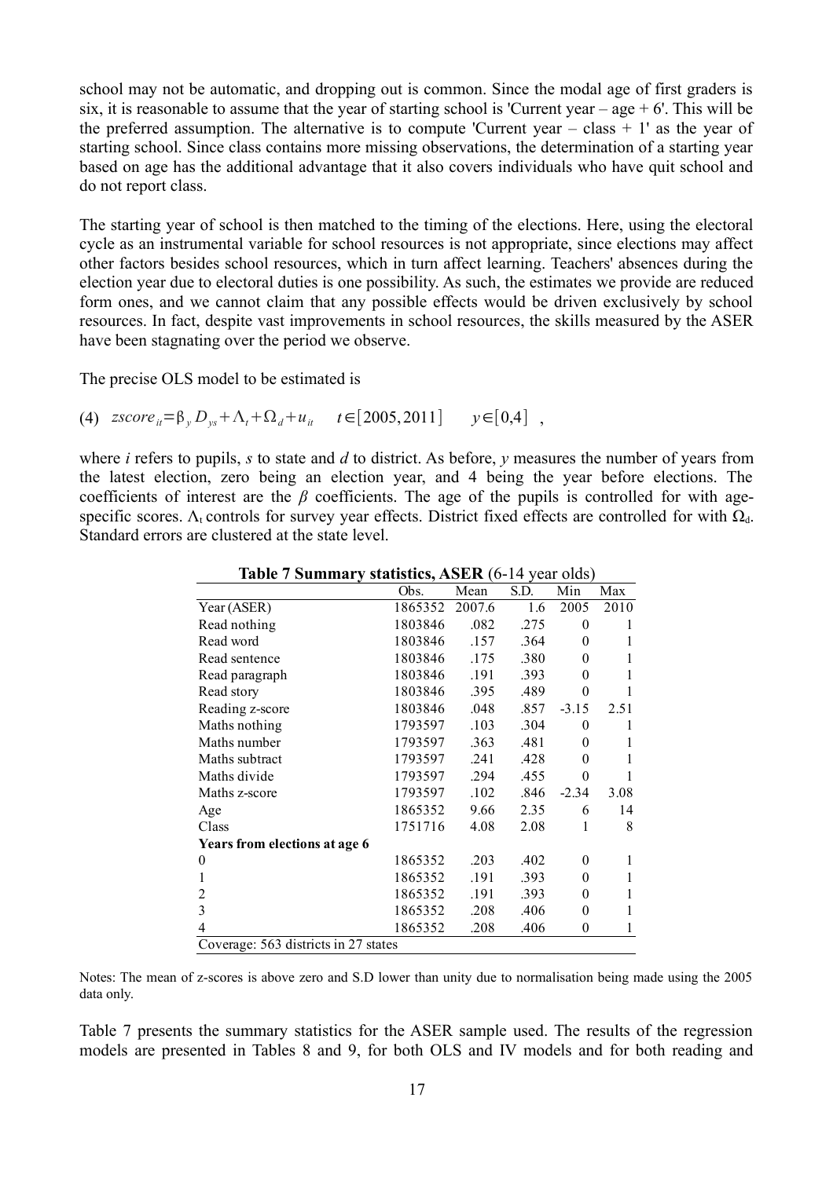school may not be automatic, and dropping out is common. Since the modal age of first graders is six, it is reasonable to assume that the year of starting school is 'Current year – age + 6'. This will be the preferred assumption. The alternative is to compute 'Current year – class + 1' as the year of starting school. Since class contains more missing observations, the determination of a starting year based on age has the additional advantage that it also covers individuals who have quit school and do not report class.

The starting year of school is then matched to the timing of the elections. Here, using the electoral cycle as an instrumental variable for school resources is not appropriate, since elections may affect other factors besides school resources, which in turn affect learning. Teachers' absences during the election year due to electoral duties is one possibility. As such, the estimates we provide are reduced form ones, and we cannot claim that any possible effects would be driven exclusively by school resources. In fact, despite vast improvements in school resources, the skills measured by the ASER have been stagnating over the period we observe.

The precise OLS model to be estimated is

$$(4) \quad zscore_{it} = \beta_y D_{ys} + \Lambda_t + \Omega_d + u_{it} \qquad t \in [2005, 2011] \qquad y \in [0,4] \ ,$$

where *i* refers to pupils, *s* to state and *d* to district. As before, *y* measures the number of years from the latest election, zero being an election year, and 4 being the year before elections. The coefficients of interest are the $\beta$ coefficients. The age of the pupils is controlled for with age-specific scores. $\Lambda_t$ controls for survey year effects. District fixed effects are controlled for with $\Omega_d$. Standard errors are clustered at the state level.

**Table 7 Summary statistics, ASER** (6-14 year olds)

| | Obs. | Mean | S.D. | Min | Max |
|---|---|---|---|---|---|
| Year (ASER) | 1865352 | 2007.6 | 1.6 | 2005 | 2010 |
| Read nothing | 1803846 | .082 | .275 | 0 | 1 |
| Read word | 1803846 | .157 | .364 | 0 | 1 |
| Read sentence | 1803846 | .175 | .380 | 0 | 1 |
| Read paragraph | 1803846 | .191 | .393 | 0 | 1 |
| Read story | 1803846 | .395 | .489 | 0 | 1 |
| Reading z-score | 1803846 | .048 | .857 | -3.15 | 2.51 |
| Maths nothing | 1793597 | .103 | .304 | 0 | 1 |
| Maths number | 1793597 | .363 | .481 | 0 | 1 |
| Maths subtract | 1793597 | .241 | .428 | 0 | 1 |
| Maths divide | 1793597 | .294 | .455 | 0 | 1 |
| Maths z-score | 1793597 | .102 | .846 | -2.34 | 3.08 |
| Age | 1865352 | 9.66 | 2.35 | 6 | 14 |
| Class | 1751716 | 4.08 | 2.08 | 1 | 8 |
| **Years from elections at age 6** | | | | | |
| 0 | 1865352 | .203 | .402 | 0 | 1 |
| 1 | 1865352 | .191 | .393 | 0 | 1 |
| 2 | 1865352 | .191 | .393 | 0 | 1 |
| 3 | 1865352 | .208 | .406 | 0 | 1 |
| 4 | 1865352 | .208 | .406 | 0 | 1 |
| Coverage: 563 districts in 27 states | | | | | |

Notes: The mean of z-scores is above zero and S.D lower than unity due to normalisation being made using the 2005 data only.

Table 7 presents the summary statistics for the ASER sample used. The results of the regression models are presented in Tables 8 and 9, for both OLS and IV models and for both reading and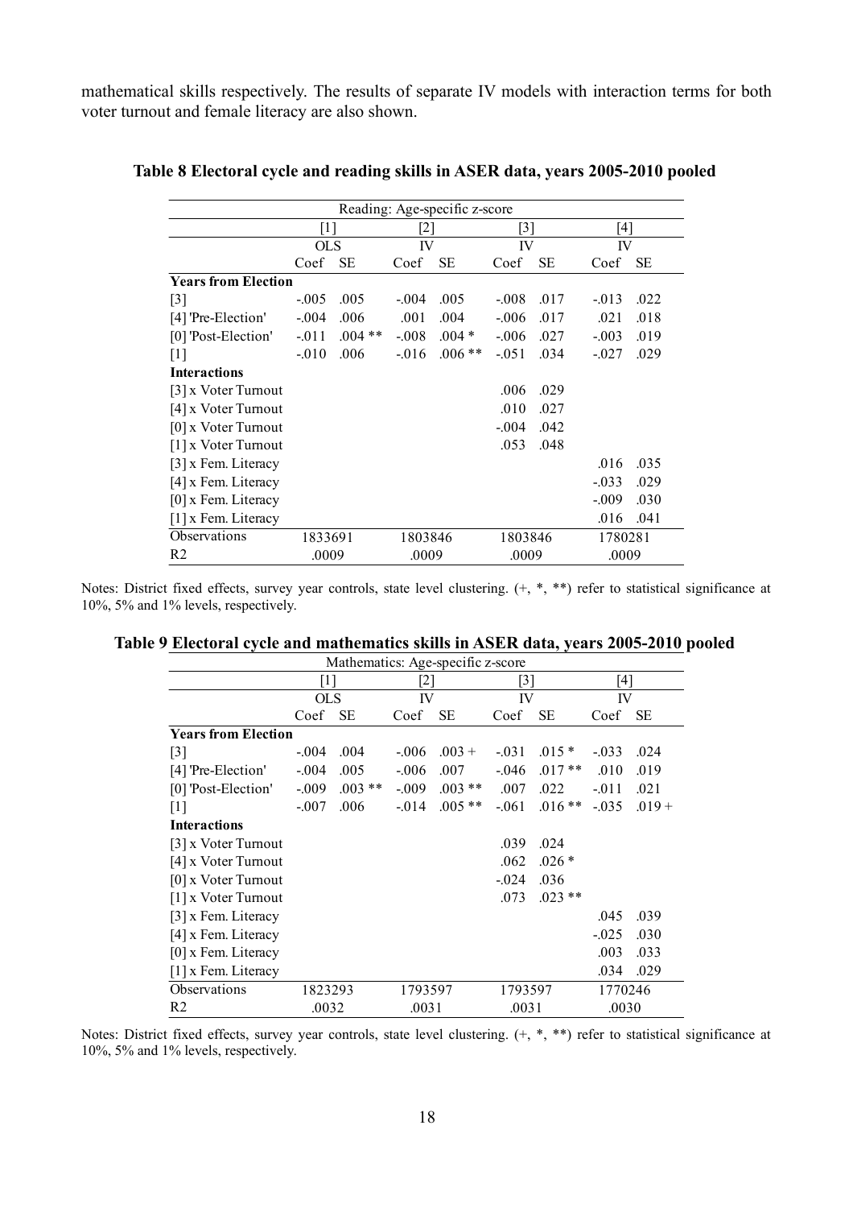mathematical skills respectively. The results of separate IV models with interaction terms for both voter turnout and female literacy are also shown.

**Table 8 Electoral cycle and reading skills in ASER data, years 2005-2010 pooled**

| Reading: Age-specific z-score | | | | | | | | |
|---|---|---|---|---|---|---|---|---|
| | [1] | | [2] | | [3] | | [4] | |
| | OLS | | IV | | IV | | IV | |
| | Coef | SE | Coef | SE | Coef | SE | Coef | SE |
| **Years from Election** | | | | | | | | |
| [3] | -.005 | .005 | -.004 | .005 | -.008 | .017 | -.013 | .022 |
| [4] 'Pre-Election' | -.004 | .006 | .001 | .004 | -.006 | .017 | .021 | .018 |
| [0] 'Post-Election' | -.011 | .004 ** | -.008 | .004 * | -.006 | .027 | -.003 | .019 |
| [1] | -.010 | .006 | -.016 | .006 ** | -.051 | .034 | -.027 | .029 |
| **Interactions** | | | | | | | | |
| [3] x Voter Turnout | | | | | .006 | .029 | | |
| [4] x Voter Turnout | | | | | .010 | .027 | | |
| [0] x Voter Turnout | | | | | -.004 | .042 | | |
| [1] x Voter Turnout | | | | | .053 | .048 | | |
| [3] x Fem. Literacy | | | | | | | .016 | .035 |
| [4] x Fem. Literacy | | | | | | | -.033 | .029 |
| [0] x Fem. Literacy | | | | | | | -.009 | .030 |
| [1] x Fem. Literacy | | | | | | | .016 | .041 |
| Observations | 1833691 | | 1803846 | | 1803846 | | 1780281 | |
| R2 | .0009 | | .0009 | | .0009 | | .0009 | |

Notes: District fixed effects, survey year controls, state level clustering. (+, *, **) refer to statistical significance at 10%, 5% and 1% levels, respectively.

**Table 9 Electoral cycle and mathematics skills in ASER data, years 2005-2010 pooled**

| Mathematics: Age-specific z-score | | | | | | | | |
|---|---|---|---|---|---|---|---|---|
| | [1] | | [2] | | [3] | | [4] | |
| | OLS | | IV | | IV | | IV | |
| | Coef | SE | Coef | SE | Coef | SE | Coef | SE |
| **Years from Election** | | | | | | | | |
| [3] | -.004 | .004 | -.006 | .003 + | -.031 | .015 * | -.033 | .024 |
| [4] 'Pre-Election' | -.004 | .005 | -.006 | .007 | -.046 | .017 ** | .010 | .019 |
| [0] 'Post-Election' | -.009 | .003 ** | -.009 | .003 ** | .007 | .022 | -.011 | .021 |
| [1] | -.007 | .006 | -.014 | .005 ** | -.061 | .016 ** | -.035 | .019 + |
| **Interactions** | | | | | | | | |
| [3] x Voter Turnout | | | | | .039 | .024 | | |
| [4] x Voter Turnout | | | | | .062 | .026 * | | |
| [0] x Voter Turnout | | | | | -.024 | .036 | | |
| [1] x Voter Turnout | | | | | .073 | .023 ** | | |
| [3] x Fem. Literacy | | | | | | | .045 | .039 |
| [4] x Fem. Literacy | | | | | | | -.025 | .030 |
| [0] x Fem. Literacy | | | | | | | .003 | .033 |
| [1] x Fem. Literacy | | | | | | | .034 | .029 |
| Observations | 1823293 | | 1793597 | | 1793597 | | 1770246 | |
| R2 | .0032 | | .0031 | | .0031 | | .0030 | |

Notes: District fixed effects, survey year controls, state level clustering. (+, *, **) refer to statistical significance at 10%, 5% and 1% levels, respectively.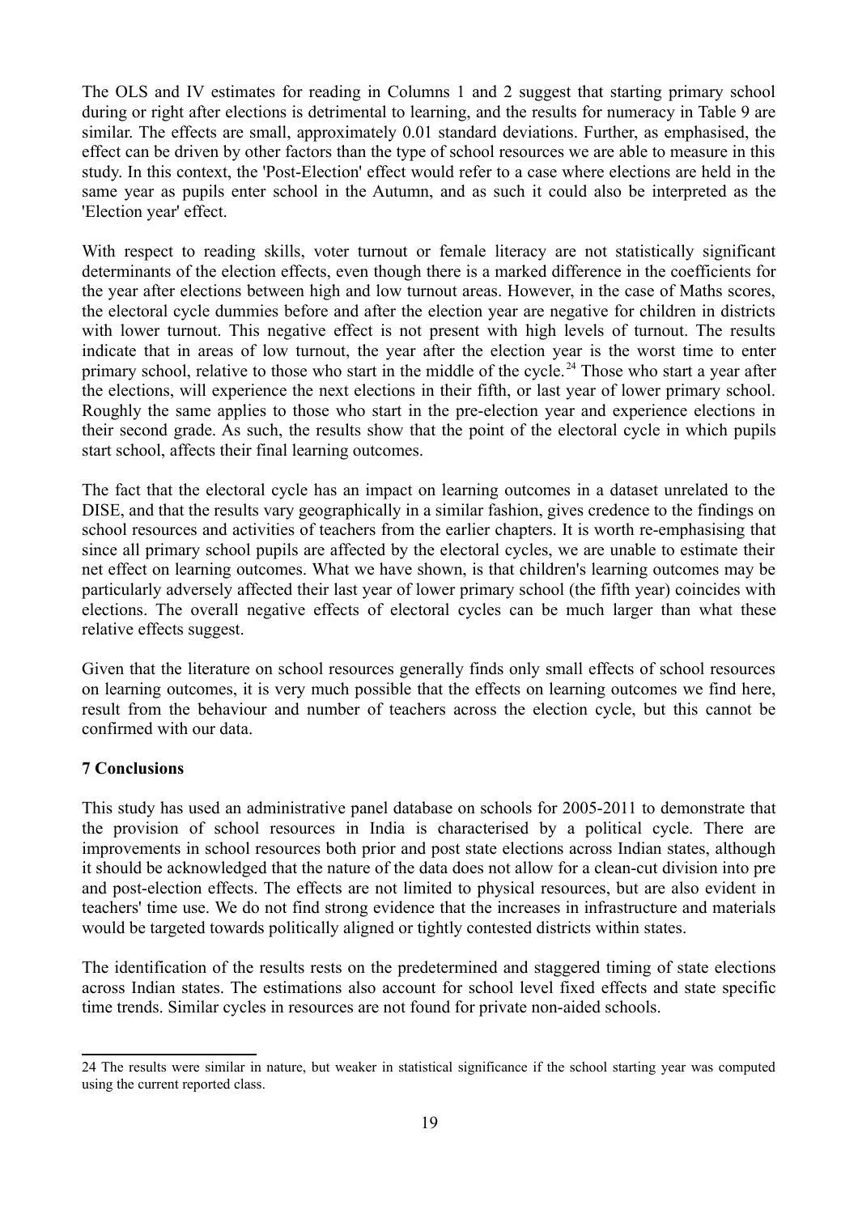The OLS and IV estimates for reading in Columns 1 and 2 suggest that starting primary school during or right after elections is detrimental to learning, and the results for numeracy in Table 9 are similar. The effects are small, approximately 0.01 standard deviations. Further, as emphasised, the effect can be driven by other factors than the type of school resources we are able to measure in this study. In this context, the 'Post-Election' effect would refer to a case where elections are held in the same year as pupils enter school in the Autumn, and as such it could also be interpreted as the 'Election year' effect.

With respect to reading skills, voter turnout or female literacy are not statistically significant determinants of the election effects, even though there is a marked difference in the coefficients for the year after elections between high and low turnout areas. However, in the case of Maths scores, the electoral cycle dummies before and after the election year are negative for children in districts with lower turnout. This negative effect is not present with high levels of turnout. The results indicate that in areas of low turnout, the year after the election year is the worst time to enter primary school, relative to those who start in the middle of the cycle.[24] Those who start a year after the elections, will experience the next elections in their fifth, or last year of lower primary school. Roughly the same applies to those who start in the pre-election year and experience elections in their second grade. As such, the results show that the point of the electoral cycle in which pupils start school, affects their final learning outcomes.

The fact that the electoral cycle has an impact on learning outcomes in a dataset unrelated to the DISE, and that the results vary geographically in a similar fashion, gives credence to the findings on school resources and activities of teachers from the earlier chapters. It is worth re-emphasising that since all primary school pupils are affected by the electoral cycles, we are unable to estimate their net effect on learning outcomes. What we have shown, is that children's learning outcomes may be particularly adversely affected their last year of lower primary school (the fifth year) coincides with elections. The overall negative effects of electoral cycles can be much larger than what these relative effects suggest.

Given that the literature on school resources generally finds only small effects of school resources on learning outcomes, it is very much possible that the effects on learning outcomes we find here, result from the behaviour and number of teachers across the election cycle, but this cannot be confirmed with our data.

## 7 Conclusions

This study has used an administrative panel database on schools for 2005-2011 to demonstrate that the provision of school resources in India is characterised by a political cycle. There are improvements in school resources both prior and post state elections across Indian states, although it should be acknowledged that the nature of the data does not allow for a clean-cut division into pre and post-election effects. The effects are not limited to physical resources, but are also evident in teachers' time use. We do not find strong evidence that the increases in infrastructure and materials would be targeted towards politically aligned or tightly contested districts within states.

The identification of the results rests on the predetermined and staggered timing of state elections across Indian states. The estimations also account for school level fixed effects and state specific time trends. Similar cycles in resources are not found for private non-aided schools.

---

24 The results were similar in nature, but weaker in statistical significance if the school starting year was computed using the current reported class.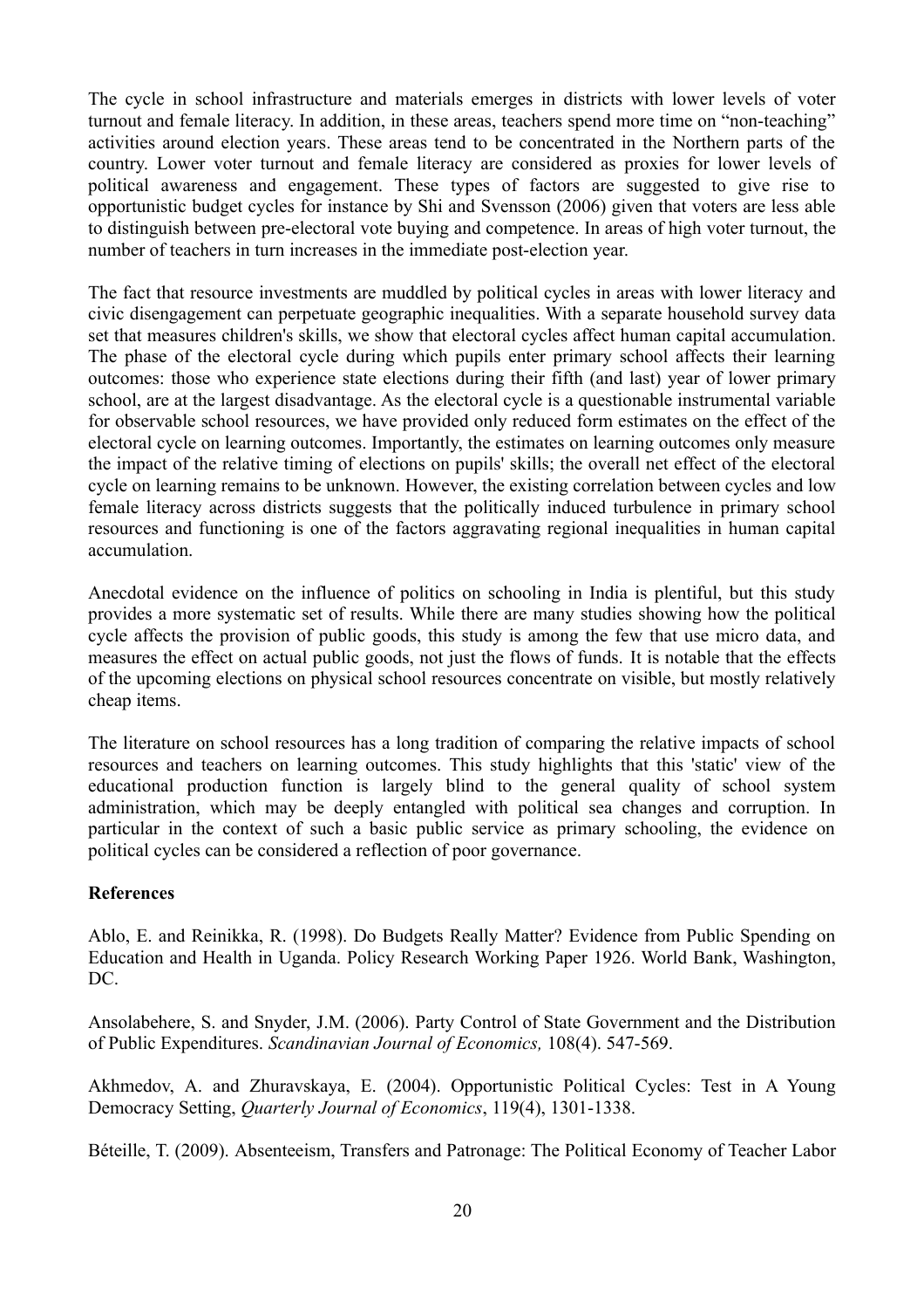The cycle in school infrastructure and materials emerges in districts with lower levels of voter turnout and female literacy. In addition, in these areas, teachers spend more time on "non-teaching" activities around election years. These areas tend to be concentrated in the Northern parts of the country. Lower voter turnout and female literacy are considered as proxies for lower levels of political awareness and engagement. These types of factors are suggested to give rise to opportunistic budget cycles for instance by Shi and Svensson (2006) given that voters are less able to distinguish between pre-electoral vote buying and competence. In areas of high voter turnout, the number of teachers in turn increases in the immediate post-election year.

The fact that resource investments are muddled by political cycles in areas with lower literacy and civic disengagement can perpetuate geographic inequalities. With a separate household survey data set that measures children's skills, we show that electoral cycles affect human capital accumulation. The phase of the electoral cycle during which pupils enter primary school affects their learning outcomes: those who experience state elections during their fifth (and last) year of lower primary school, are at the largest disadvantage. As the electoral cycle is a questionable instrumental variable for observable school resources, we have provided only reduced form estimates on the effect of the electoral cycle on learning outcomes. Importantly, the estimates on learning outcomes only measure the impact of the relative timing of elections on pupils' skills; the overall net effect of the electoral cycle on learning remains to be unknown. However, the existing correlation between cycles and low female literacy across districts suggests that the politically induced turbulence in primary school resources and functioning is one of the factors aggravating regional inequalities in human capital accumulation.

Anecdotal evidence on the influence of politics on schooling in India is plentiful, but this study provides a more systematic set of results. While there are many studies showing how the political cycle affects the provision of public goods, this study is among the few that use micro data, and measures the effect on actual public goods, not just the flows of funds. It is notable that the effects of the upcoming elections on physical school resources concentrate on visible, but mostly relatively cheap items.

The literature on school resources has a long tradition of comparing the relative impacts of school resources and teachers on learning outcomes. This study highlights that this 'static' view of the educational production function is largely blind to the general quality of school system administration, which may be deeply entangled with political sea changes and corruption. In particular in the context of such a basic public service as primary schooling, the evidence on political cycles can be considered a reflection of poor governance.

**References**

Ablo, E. and Reinikka, R. (1998). Do Budgets Really Matter? Evidence from Public Spending on Education and Health in Uganda. Policy Research Working Paper 1926. World Bank, Washington, DC.

Ansolabehere, S. and Snyder, J.M. (2006). Party Control of State Government and the Distribution of Public Expenditures. *Scandinavian Journal of Economics,* 108(4). 547-569.

Akhmedov, A. and Zhuravskaya, E. (2004). Opportunistic Political Cycles: Test in A Young Democracy Setting, *Quarterly Journal of Economics*, 119(4), 1301-1338.

Béteille, T. (2009). Absenteeism, Transfers and Patronage: The Political Economy of Teacher Labor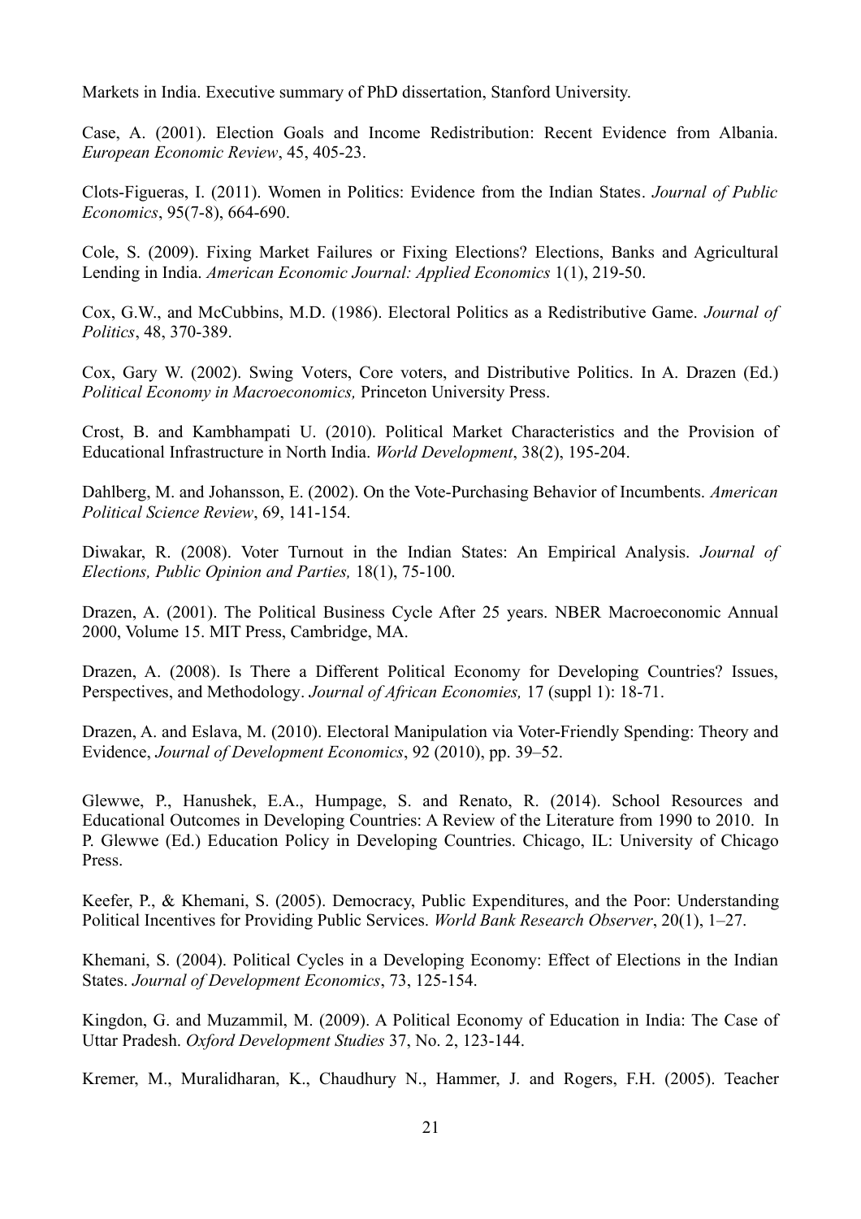Markets in India. Executive summary of PhD dissertation, Stanford University.

Case, A. (2001). Election Goals and Income Redistribution: Recent Evidence from Albania. *European Economic Review*, 45, 405-23.

Clots-Figueras, I. (2011). Women in Politics: Evidence from the Indian States. *Journal of Public Economics*, 95(7-8), 664-690.

Cole, S. (2009). Fixing Market Failures or Fixing Elections? Elections, Banks and Agricultural Lending in India. *American Economic Journal: Applied Economics* 1(1), 219-50.

Cox, G.W., and McCubbins, M.D. (1986). Electoral Politics as a Redistributive Game. *Journal of Politics*, 48, 370-389.

Cox, Gary W. (2002). Swing Voters, Core voters, and Distributive Politics. In A. Drazen (Ed.) *Political Economy in Macroeconomics,* Princeton University Press.

Crost, B. and Kambhampati U. (2010). Political Market Characteristics and the Provision of Educational Infrastructure in North India. *World Development*, 38(2), 195-204.

Dahlberg, M. and Johansson, E. (2002). On the Vote-Purchasing Behavior of Incumbents. *American Political Science Review*, 69, 141-154.

Diwakar, R. (2008). Voter Turnout in the Indian States: An Empirical Analysis. *Journal of Elections, Public Opinion and Parties,* 18(1), 75-100.

Drazen, A. (2001). The Political Business Cycle After 25 years. NBER Macroeconomic Annual 2000, Volume 15. MIT Press, Cambridge, MA.

Drazen, A. (2008). Is There a Different Political Economy for Developing Countries? Issues, Perspectives, and Methodology. *Journal of African Economies,* 17 (suppl 1): 18-71.

Drazen, A. and Eslava, M. (2010). Electoral Manipulation via Voter-Friendly Spending: Theory and Evidence, *Journal of Development Economics*, 92 (2010), pp. 39–52.

Glewwe, P., Hanushek, E.A., Humpage, S. and Renato, R. (2014). School Resources and Educational Outcomes in Developing Countries: A Review of the Literature from 1990 to 2010. In P. Glewwe (Ed.) Education Policy in Developing Countries. Chicago, IL: University of Chicago Press.

Keefer, P., & Khemani, S. (2005). Democracy, Public Expenditures, and the Poor: Understanding Political Incentives for Providing Public Services. *World Bank Research Observer*, 20(1), 1–27.

Khemani, S. (2004). Political Cycles in a Developing Economy: Effect of Elections in the Indian States. *Journal of Development Economics*, 73, 125-154.

Kingdon, G. and Muzammil, M. (2009). A Political Economy of Education in India: The Case of Uttar Pradesh. *Oxford Development Studies* 37, No. 2, 123-144.

Kremer, M., Muralidharan, K., Chaudhury N., Hammer, J. and Rogers, F.H. (2005). Teacher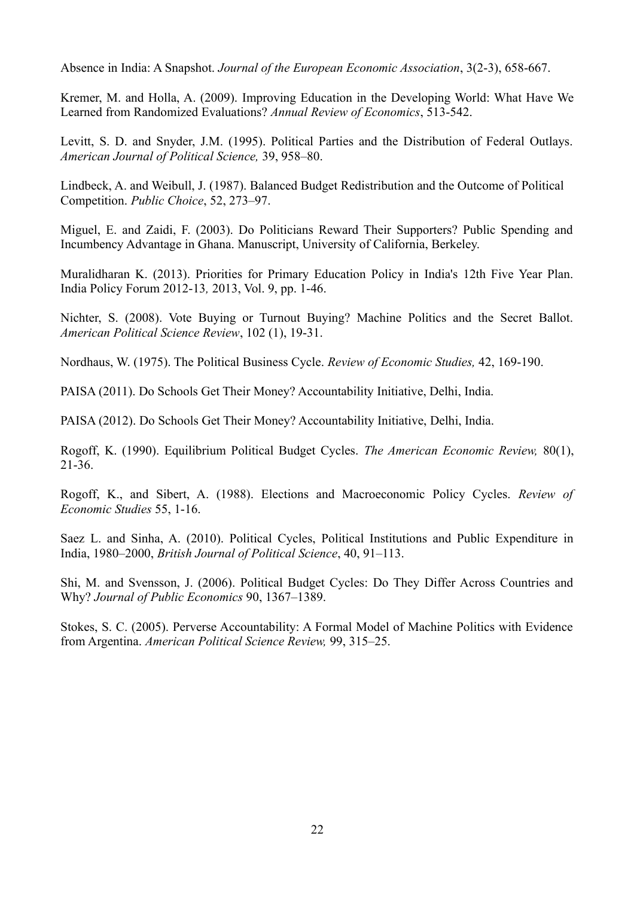Absence in India: A Snapshot. *Journal of the European Economic Association*, 3(2-3), 658-667.

Kremer, M. and Holla, A. (2009). Improving Education in the Developing World: What Have We Learned from Randomized Evaluations? *Annual Review of Economics*, 513-542.

Levitt, S. D. and Snyder, J.M. (1995). Political Parties and the Distribution of Federal Outlays. *American Journal of Political Science,* 39, 958–80.

Lindbeck, A. and Weibull, J. (1987). Balanced Budget Redistribution and the Outcome of Political Competition. *Public Choice*, 52, 273–97.

Miguel, E. and Zaidi, F. (2003). Do Politicians Reward Their Supporters? Public Spending and Incumbency Advantage in Ghana. Manuscript, University of California, Berkeley.

Muralidharan K. (2013). Priorities for Primary Education Policy in India's 12th Five Year Plan. India Policy Forum 2012-13*,* 2013, Vol. 9, pp. 1-46.

Nichter, S. (2008). Vote Buying or Turnout Buying? Machine Politics and the Secret Ballot. *American Political Science Review*, 102 (1), 19-31.

Nordhaus, W. (1975). The Political Business Cycle. *Review of Economic Studies,* 42, 169-190.

PAISA (2011). Do Schools Get Their Money? Accountability Initiative, Delhi, India.

PAISA (2012). Do Schools Get Their Money? Accountability Initiative, Delhi, India.

Rogoff, K. (1990). Equilibrium Political Budget Cycles. *The American Economic Review,* 80(1), 21-36.

Rogoff, K., and Sibert, A. (1988). Elections and Macroeconomic Policy Cycles. *Review of Economic Studies* 55, 1-16.

Saez L. and Sinha, A. (2010). Political Cycles, Political Institutions and Public Expenditure in India, 1980–2000, *British Journal of Political Science*, 40, 91–113.

Shi, M. and Svensson, J. (2006). Political Budget Cycles: Do They Differ Across Countries and Why? *Journal of Public Economics* 90, 1367–1389.

Stokes, S. C. (2005). Perverse Accountability: A Formal Model of Machine Politics with Evidence from Argentina. *American Political Science Review,* 99, 315–25.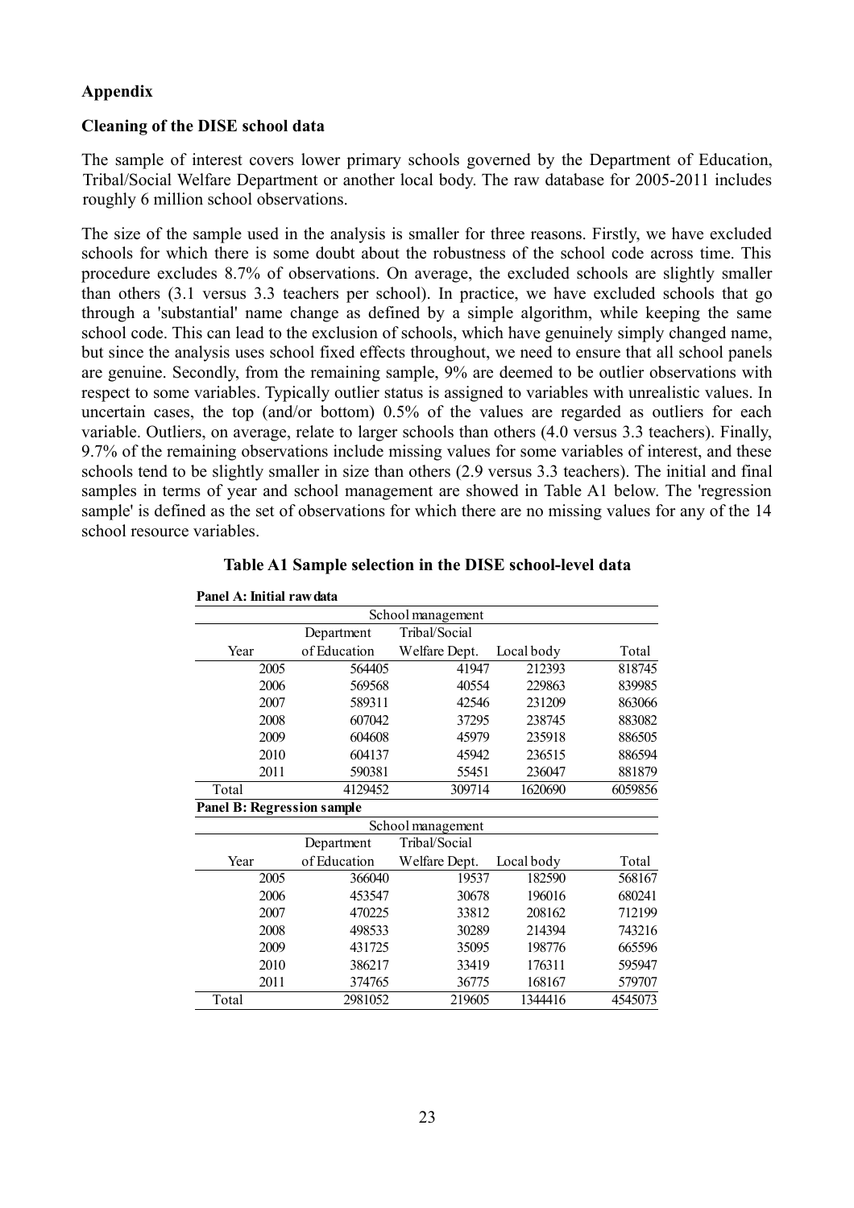## Appendix

### Cleaning of the DISE school data

The sample of interest covers lower primary schools governed by the Department of Education, Tribal/Social Welfare Department or another local body. The raw database for 2005-2011 includes roughly 6 million school observations.

The size of the sample used in the analysis is smaller for three reasons. Firstly, we have excluded schools for which there is some doubt about the robustness of the school code across time. This procedure excludes 8.7% of observations. On average, the excluded schools are slightly smaller than others (3.1 versus 3.3 teachers per school). In practice, we have excluded schools that go through a 'substantial' name change as defined by a simple algorithm, while keeping the same school code. This can lead to the exclusion of schools, which have genuinely simply changed name, but since the analysis uses school fixed effects throughout, we need to ensure that all school panels are genuine. Secondly, from the remaining sample, 9% are deemed to be outlier observations with respect to some variables. Typically outlier status is assigned to variables with unrealistic values. In uncertain cases, the top (and/or bottom) 0.5% of the values are regarded as outliers for each variable. Outliers, on average, relate to larger schools than others (4.0 versus 3.3 teachers). Finally, 9.7% of the remaining observations include missing values for some variables of interest, and these schools tend to be slightly smaller in size than others (2.9 versus 3.3 teachers). The initial and final samples in terms of year and school management are showed in Table A1 below. The 'regression sample' is defined as the set of observations for which there are no missing values for any of the 14 school resource variables.

**Table A1 Sample selection in the DISE school-level data**

**Panel A: Initial raw data**

| | School management | | | |
|---|---|---|---|---|
| Year | Department of Education | Tribal/Social Welfare Dept. | Local body | Total |
| 2005 | 564405 | 41947 | 212393 | 818745 |
| 2006 | 569568 | 40554 | 229863 | 839985 |
| 2007 | 589311 | 42546 | 231209 | 863066 |
| 2008 | 607042 | 37295 | 238745 | 883082 |
| 2009 | 604608 | 45979 | 235918 | 886505 |
| 2010 | 604137 | 45942 | 236515 | 886594 |
| 2011 | 590381 | 55451 | 236047 | 881879 |
| Total | 4129452 | 309714 | 1620690 | 6059856 |

**Panel B: Regression sample**

| | School management | | | |
|---|---|---|---|---|
| Year | Department of Education | Tribal/Social Welfare Dept. | Local body | Total |
| 2005 | 366040 | 19537 | 182590 | 568167 |
| 2006 | 453547 | 30678 | 196016 | 680241 |
| 2007 | 470225 | 33812 | 208162 | 712199 |
| 2008 | 498533 | 30289 | 214394 | 743216 |
| 2009 | 431725 | 35095 | 198776 | 665596 |
| 2010 | 386217 | 33419 | 176311 | 595947 |
| 2011 | 374765 | 36775 | 168167 | 579707 |
| Total | 2981052 | 219605 | 1344416 | 4545073 |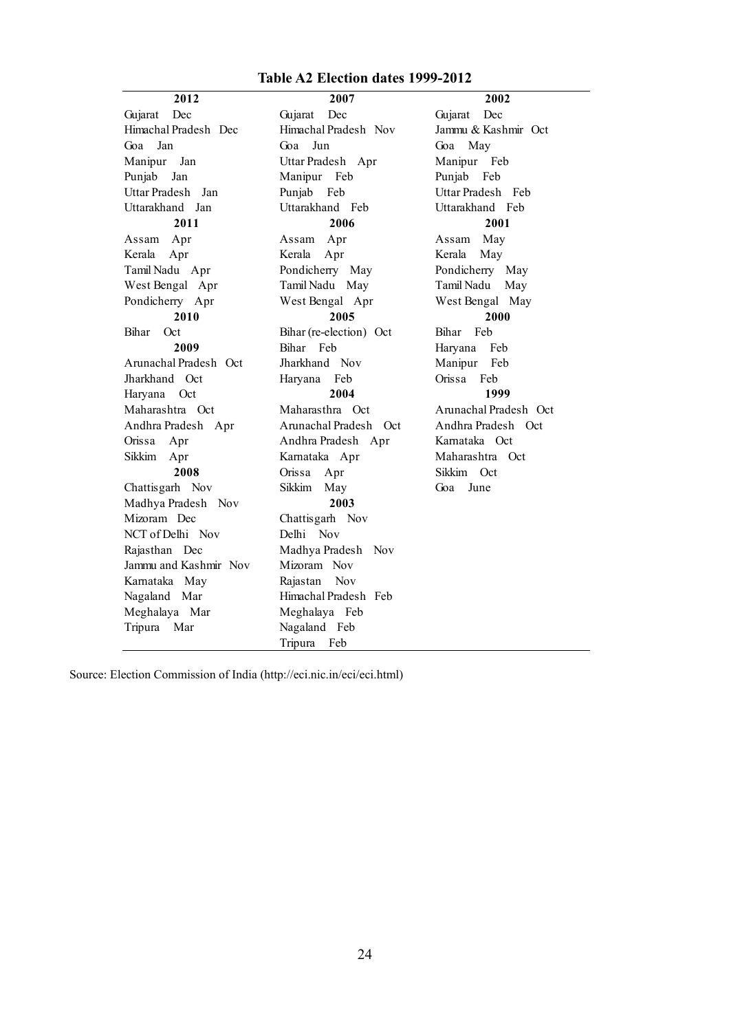**Table A2 Election dates 1999-2012**

| 2012 | 2007 | 2002 |
|---|---|---|
| Gujarat Dec | Gujarat Dec | Gujarat Dec |
| Himachal Pradesh Dec | Himachal Pradesh Nov | Jammu & Kashmir Oct |
| Goa Jan | Goa Jun | Goa May |
| Manipur Jan | Uttar Pradesh Apr | Manipur Feb |
| Punjab Jan | Manipur Feb | Punjab Feb |
| Uttar Pradesh Jan | Punjab Feb | Uttar Pradesh Feb |
| Uttarakhand Jan | Uttarakhand Feb | Uttarakhand Feb |
| **2011** | **2006** | **2001** |
| Assam Apr | Assam Apr | Assam May |
| Kerala Apr | Kerala Apr | Kerala May |
| Tamil Nadu Apr | Pondicherry May | Pondicherry May |
| West Bengal Apr | Tamil Nadu May | Tamil Nadu May |
| Pondicherry Apr | West Bengal Apr | West Bengal May |
| **2010** | **2005** | **2000** |
| Bihar Oct | Bihar (re-election) Oct | Bihar Feb |
| **2009** | Bihar Feb | Haryana Feb |
| Arunachal Pradesh Oct | Jharkhand Nov | Manipur Feb |
| Jharkhand Oct | Haryana Feb | Orissa Feb |
| Haryana Oct | **2004** | **1999** |
| Maharashtra Oct | Maharasthra Oct | Arunachal Pradesh Oct |
| Andhra Pradesh Apr | Arunachal Pradesh Oct | Andhra Pradesh Oct |
| Orissa Apr | Andhra Pradesh Apr | Karnataka Oct |
| Sikkim Apr | Karnataka Apr | Maharashtra Oct |
| **2008** | Orissa Apr | Sikkim Oct |
| Chattisgarh Nov | Sikkim May | Goa June |
| Madhya Pradesh Nov | **2003** | |
| Mizoram Dec | Chattisgarh Nov | |
| NCT of Delhi Nov | Delhi Nov | |
| Rajasthan Dec | Madhya Pradesh Nov | |
| Jammu and Kashmir Nov | Mizoram Nov | |
| Karnataka May | Rajastan Nov | |
| Nagaland Mar | Himachal Pradesh Feb | |
| Meghalaya Mar | Meghalaya Feb | |
| Tripura Mar | Nagaland Feb | |
| | Tripura Feb | |

Source: Election Commission of India (http://eci.nic.in/eci/eci.html)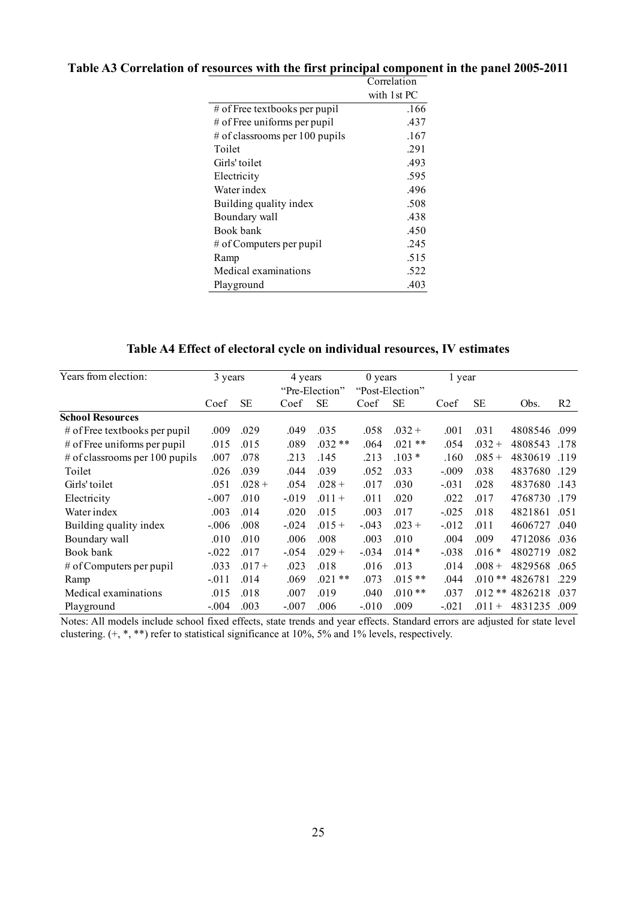**Table A3 Correlation of resources with the first principal component in the panel 2005-2011**

| | Correlation with 1st PC |
|---|---|
| # of Free textbooks per pupil | .166 |
| # of Free uniforms per pupil | .437 |
| # of classrooms per 100 pupils | .167 |
| Toilet | .291 |
| Girls' toilet | .493 |
| Electricity | .595 |
| Water index | .496 |
| Building quality index | .508 |
| Boundary wall | .438 |
| Book bank | .450 |
| # of Computers per pupil | .245 |
| Ramp | .515 |
| Medical examinations | .522 |
| Playground | .403 |

**Table A4 Effect of electoral cycle on individual resources, IV estimates**

| Years from election: | 3 years | | 4 years "Pre-Election" | | 0 years "Post-Election" | | 1 year | | | |
|---|---|---|---|---|---|---|---|---|---|---|
| | Coef | SE | Coef | SE | Coef | SE | Coef | SE | Obs. | R2 |
| **School Resources** | | | | | | | | | | |
| # of Free textbooks per pupil | .009 | .029 | .049 | .035 | .058 | .032 + | .001 | .031 | 4808546 | .099 |
| # of Free uniforms per pupil | .015 | .015 | .089 | .032 ** | .064 | .021 ** | .054 | .032 + | 4808543 | .178 |
| # of classrooms per 100 pupils | .007 | .078 | .213 | .145 | .213 | .103 * | .160 | .085 + | 4830619 | .119 |
| Toilet | .026 | .039 | .044 | .039 | .052 | .033 | -.009 | .038 | 4837680 | .129 |
| Girls' toilet | .051 | .028 + | .054 | .028 + | .017 | .030 | -.031 | .028 | 4837680 | .143 |
| Electricity | -.007 | .010 | -.019 | .011 + | .011 | .020 | .022 | .017 | 4768730 | .179 |
| Water index | .003 | .014 | .020 | .015 | .003 | .017 | -.025 | .018 | 4821861 | .051 |
| Building quality index | -.006 | .008 | -.024 | .015 + | -.043 | .023 + | -.012 | .011 | 4606727 | .040 |
| Boundary wall | .010 | .010 | .006 | .008 | .003 | .010 | .004 | .009 | 4712086 | .036 |
| Book bank | -.022 | .017 | -.054 | .029 + | -.034 | .014 * | -.038 | .016 * | 4802719 | .082 |
| # of Computers per pupil | .033 | .017 + | .023 | .018 | .016 | .013 | .014 | .008 + | 4829568 | .065 |
| Ramp | -.011 | .014 | .069 | .021 ** | .073 | .015 ** | .044 | .010 ** | 4826781 | .229 |
| Medical examinations | .015 | .018 | .007 | .019 | .040 | .010 ** | .037 | .012 ** | 4826218 | .037 |
| Playground | -.004 | .003 | -.007 | .006 | -.010 | .009 | -.021 | .011 + | 4831235 | .009 |

Notes: All models include school fixed effects, state trends and year effects. Standard errors are adjusted for state level clustering. (+, *, **) refer to statistical significance at 10%, 5% and 1% levels, respectively.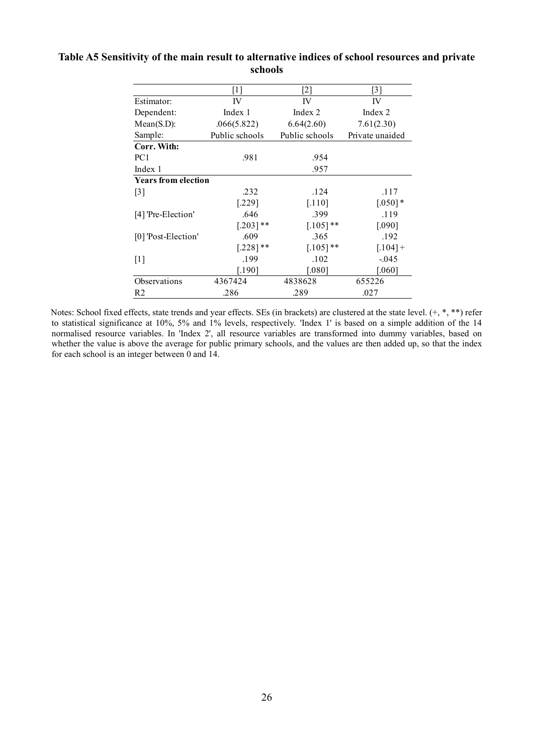**Table A5 Sensitivity of the main result to alternative indices of school resources and private schools**

| | [1] | [2] | [3] |
|---|---|---|---|
| Estimator: | IV | IV | IV |
| Dependent: | Index 1 | Index 2 | Index 2 |
| Mean(S.D): | .066(5.822) | 6.64(2.60) | 7.61(2.30) |
| Sample: | Public schools | Public schools | Private unaided |
| **Corr. With:** | | | |
| PC1 | .981 | .954 | |
| Index 1 | | .957 | |
| **Years from election** | | | |
| [3] | .232 | .124 | .117 |
| | [.229] | [.110] | [.050] * |
| [4] 'Pre-Election' | .646 | .399 | .119 |
| | [.203] ** | [.105] ** | [.090] |
| [0] 'Post-Election' | .609 | .365 | .192 |
| | [.228] ** | [.105] ** | [.104] + |
| [1] | .199 | .102 | -.045 |
| | [.190] | [.080] | [.060] |
| Observations | 4367424 | 4838628 | 655226 |
| R2 | .286 | .289 | .027 |

Notes: School fixed effects, state trends and year effects. SEs (in brackets) are clustered at the state level. (+, *, **) refer to statistical significance at 10%, 5% and 1% levels, respectively. 'Index 1' is based on a simple addition of the 14 normalised resource variables. In 'Index 2', all resource variables are transformed into dummy variables, based on whether the value is above the average for public primary schools, and the values are then added up, so that the index for each school is an integer between 0 and 14.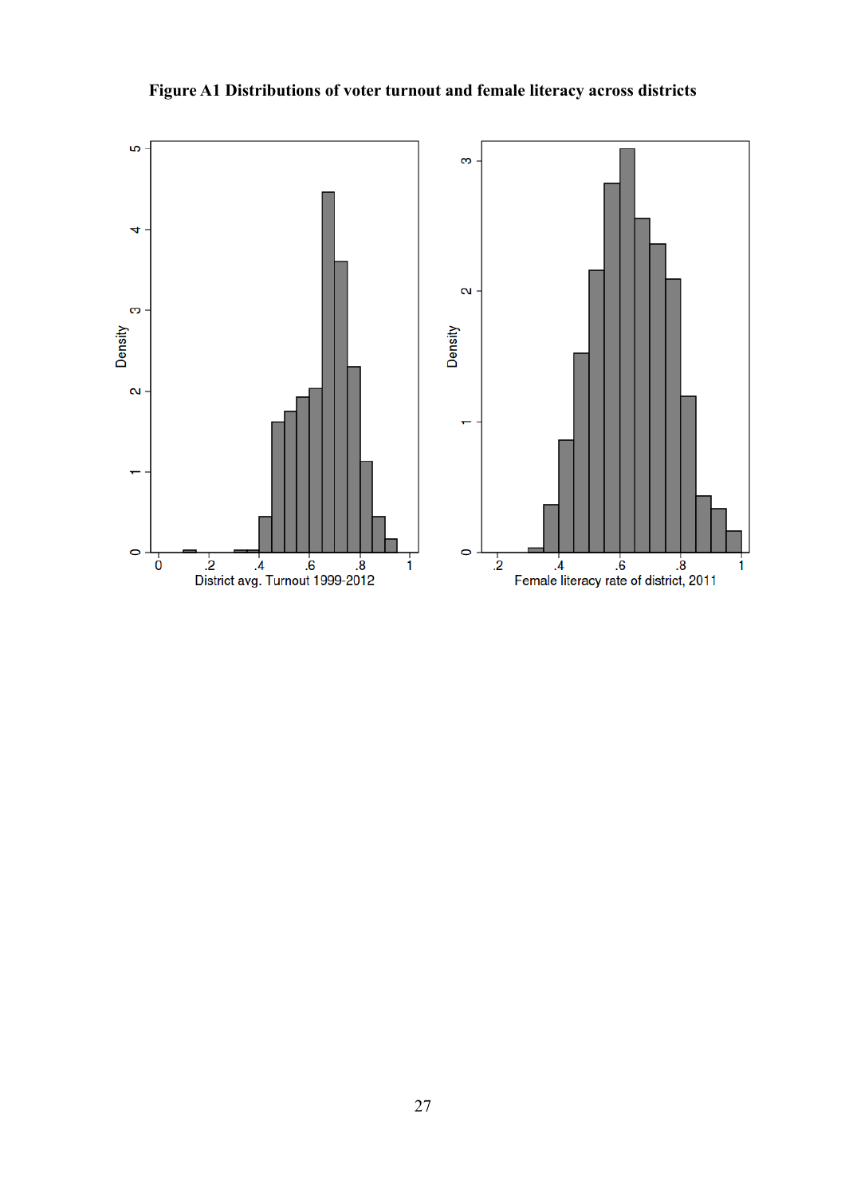**Figure A1 Distributions of voter turnout and female literacy across districts**

Density

0
1
2
3
4
5

0 .2 .4 .6 .8 1

District avg. Turnout 1999-2012

Density

0
1
2
3

.2 .4 .6 .8 1

Female literacy rate of district, 2011